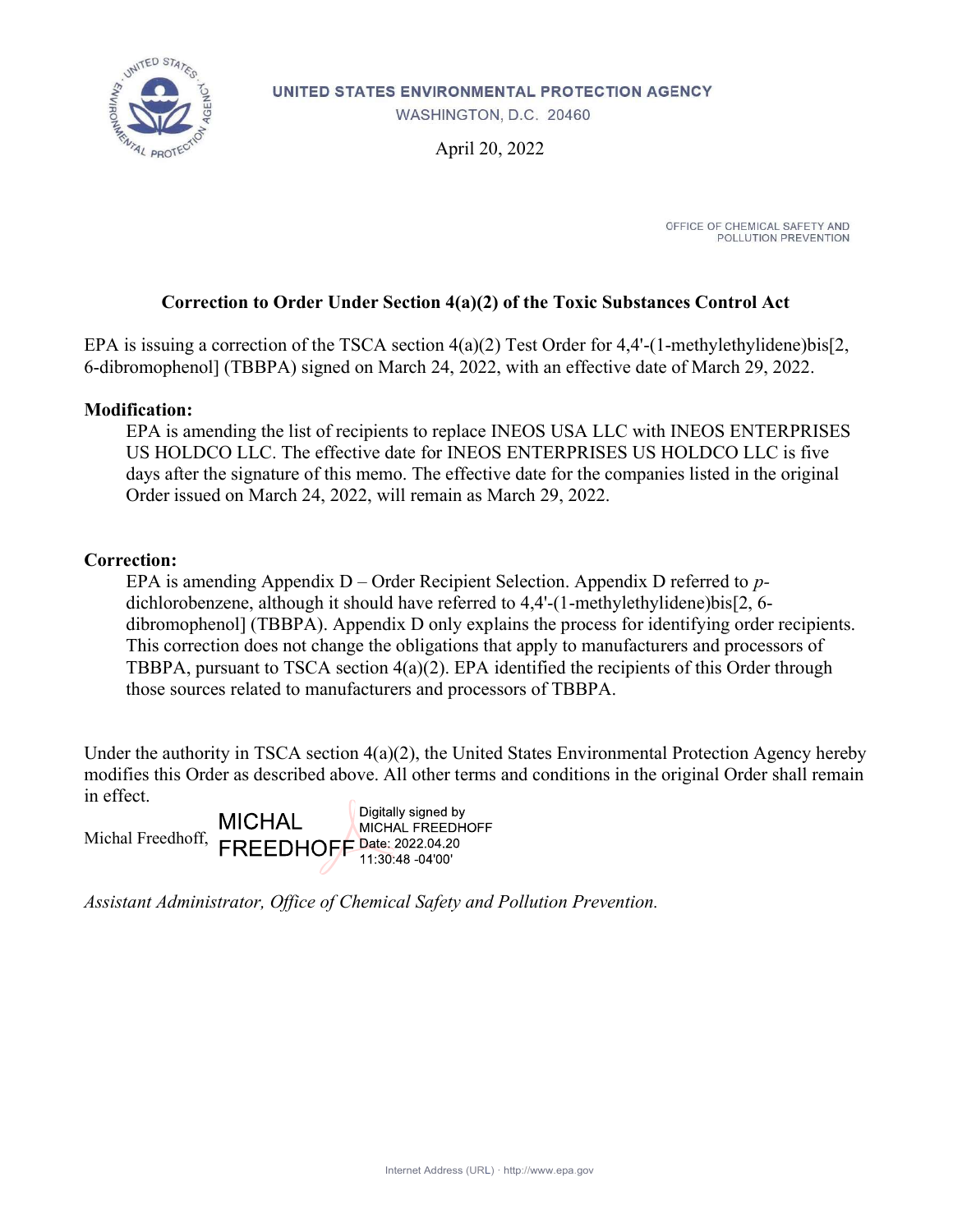UNITED STATES ENVIRONMENTAL PROTECTION AGENCY
WASHINGTON, D.C. 20460

April 20, 2022

OFFICE OF CHEMICAL SAFETY AND POLLUTION PREVENTION

## Correction to Order Under Section 4(a)(2) of the Toxic Substances Control Act

EPA is issuing a correction of the TSCA section 4(a)(2) Test Order for 4,4'-(1-methylethylidene)bis[2, 6-dibromophenol] (TBBPA) signed on March 24, 2022, with an effective date of March 29, 2022.

**Modification:**

EPA is amending the list of recipients to replace INEOS USA LLC with INEOS ENTERPRISES US HOLDCO LLC. The effective date for INEOS ENTERPRISES US HOLDCO LLC is five days after the signature of this memo. The effective date for the companies listed in the original Order issued on March 24, 2022, will remain as March 29, 2022.

**Correction:**

EPA is amending Appendix D – Order Recipient Selection. Appendix D referred to *p*-dichlorobenzene, although it should have referred to 4,4'-(1-methylethylidene)bis[2, 6-dibromophenol] (TBBPA). Appendix D only explains the process for identifying order recipients. This correction does not change the obligations that apply to manufacturers and processors of TBBPA, pursuant to TSCA section 4(a)(2). EPA identified the recipients of this Order through those sources related to manufacturers and processors of TBBPA.

Under the authority in TSCA section 4(a)(2), the United States Environmental Protection Agency hereby modifies this Order as described above. All other terms and conditions in the original Order shall remain in effect.

Michal Freedhoff, MICHAL FREEDHOFF Digitally signed by MICHAL FREEDHOFF Date: 2022.04.20 11:30:48 -04'00'

*Assistant Administrator, Office of Chemical Safety and Pollution Prevention.*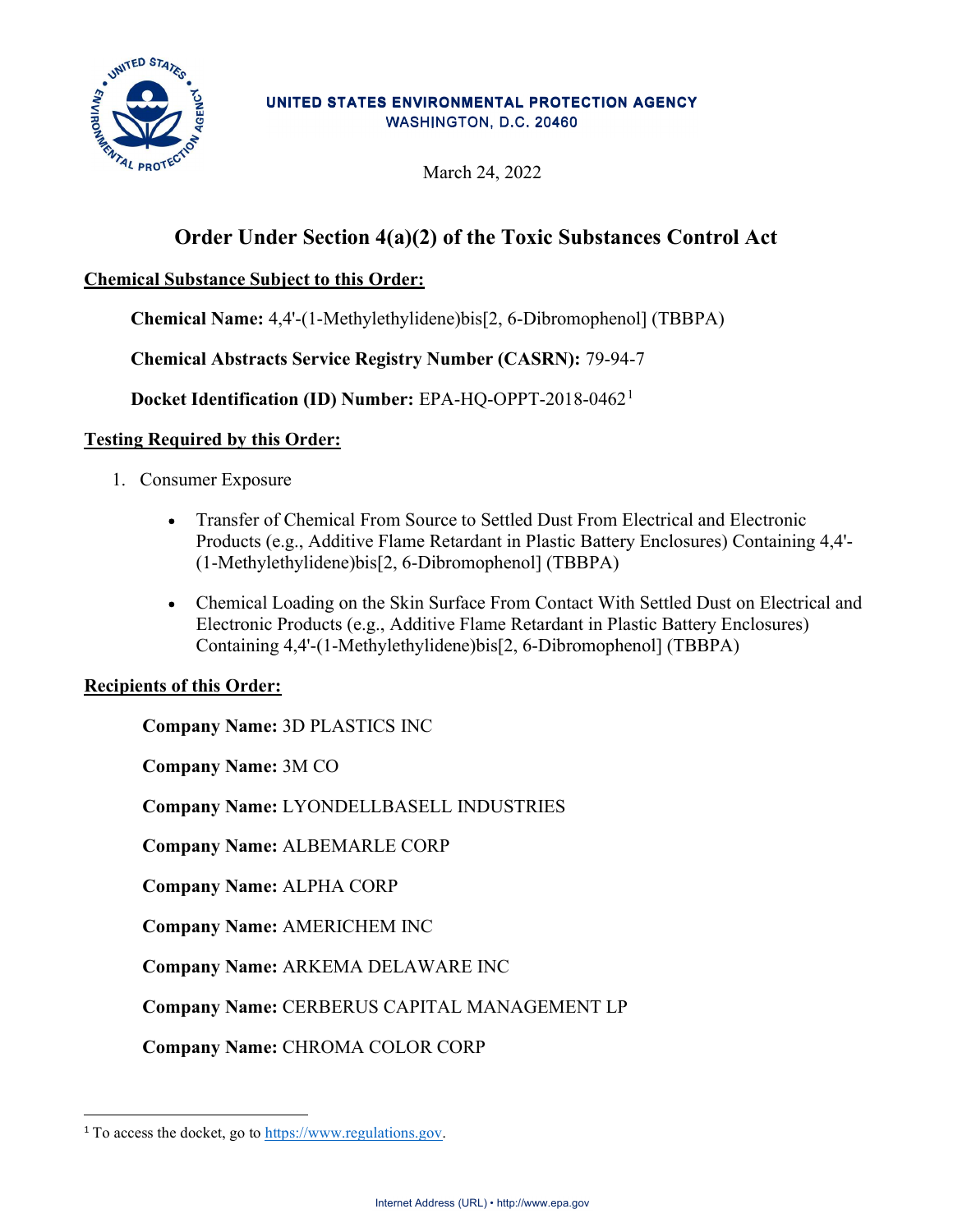UNITED STATES ENVIRONMENTAL PROTECTION AGENCY
WASHINGTON, D.C. 20460

March 24, 2022

# Order Under Section 4(a)(2) of the Toxic Substances Control Act

**Chemical Substance Subject to this Order:**

**Chemical Name:** 4,4'-(1-Methylethylidene)bis[2, 6-Dibromophenol] (TBBPA)

**Chemical Abstracts Service Registry Number (CASRN):** 79-94-7

**Docket Identification (ID) Number:** EPA-HQ-OPPT-2018-0462[1]

**Testing Required by this Order:**

1. Consumer Exposure
   - Transfer of Chemical From Source to Settled Dust From Electrical and Electronic Products (e.g., Additive Flame Retardant in Plastic Battery Enclosures) Containing 4,4'-(1-Methylethylidene)bis[2, 6-Dibromophenol] (TBBPA)
   - Chemical Loading on the Skin Surface From Contact With Settled Dust on Electrical and Electronic Products (e.g., Additive Flame Retardant in Plastic Battery Enclosures) Containing 4,4'-(1-Methylethylidene)bis[2, 6-Dibromophenol] (TBBPA)

**Recipients of this Order:**

**Company Name:** 3D PLASTICS INC

**Company Name:** 3M CO

**Company Name:** LYONDELLBASELL INDUSTRIES

**Company Name:** ALBEMARLE CORP

**Company Name:** ALPHA CORP

**Company Name:** AMERICHEM INC

**Company Name:** ARKEMA DELAWARE INC

**Company Name:** CERBERUS CAPITAL MANAGEMENT LP

**Company Name:** CHROMA COLOR CORP

[1] To access the docket, go to https://www.regulations.gov.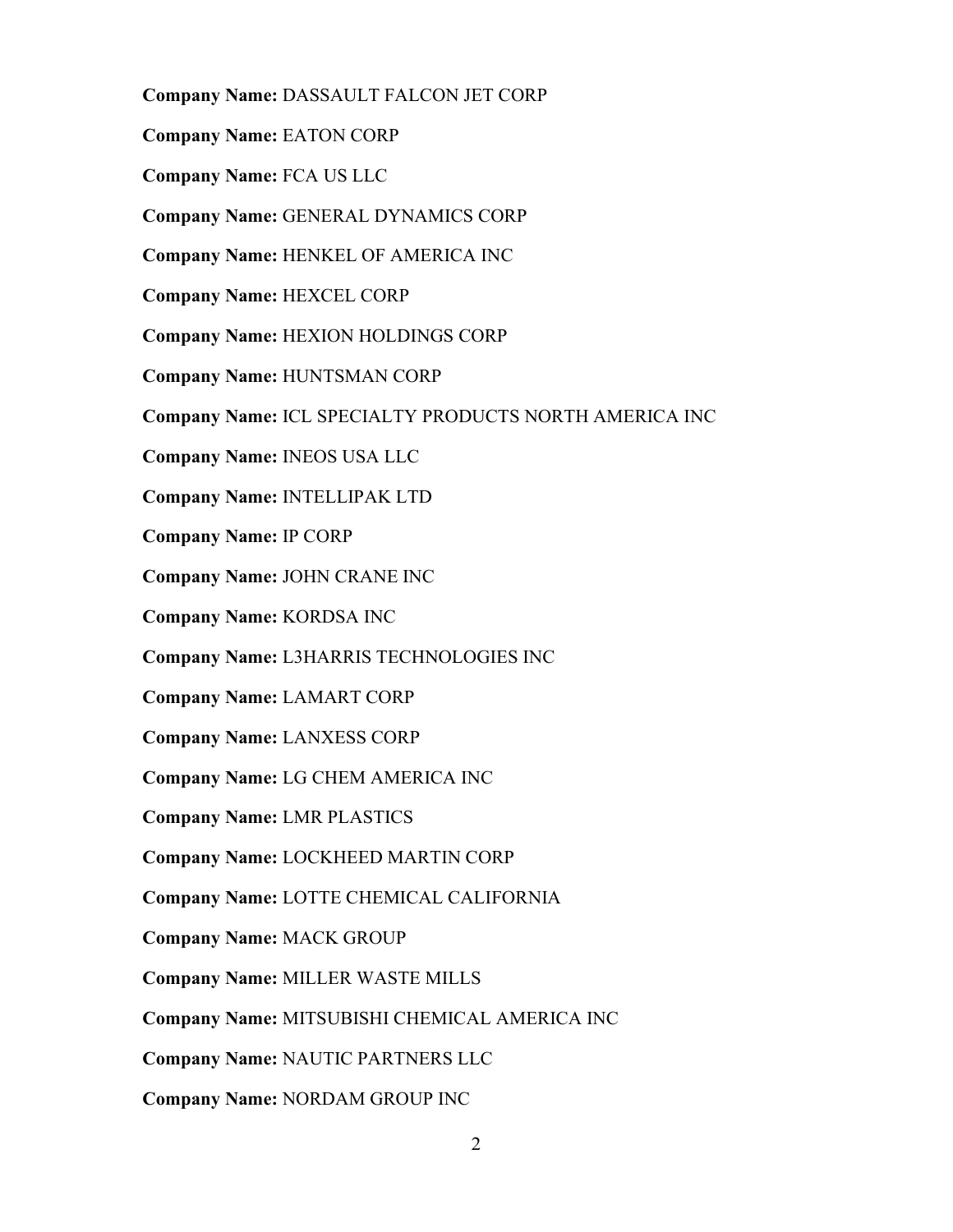**Company Name:** DASSAULT FALCON JET CORP

**Company Name:** EATON CORP

**Company Name:** FCA US LLC

**Company Name:** GENERAL DYNAMICS CORP

**Company Name:** HENKEL OF AMERICA INC

**Company Name:** HEXCEL CORP

**Company Name:** HEXION HOLDINGS CORP

**Company Name:** HUNTSMAN CORP

**Company Name:** ICL SPECIALTY PRODUCTS NORTH AMERICA INC

**Company Name:** INEOS USA LLC

**Company Name:** INTELLIPAK LTD

**Company Name:** IP CORP

**Company Name:** JOHN CRANE INC

**Company Name:** KORDSA INC

**Company Name:** L3HARRIS TECHNOLOGIES INC

**Company Name:** LAMART CORP

**Company Name:** LANXESS CORP

**Company Name:** LG CHEM AMERICA INC

**Company Name:** LMR PLASTICS

**Company Name:** LOCKHEED MARTIN CORP

**Company Name:** LOTTE CHEMICAL CALIFORNIA

**Company Name:** MACK GROUP

**Company Name:** MILLER WASTE MILLS

**Company Name:** MITSUBISHI CHEMICAL AMERICA INC

**Company Name:** NAUTIC PARTNERS LLC

**Company Name:** NORDAM GROUP INC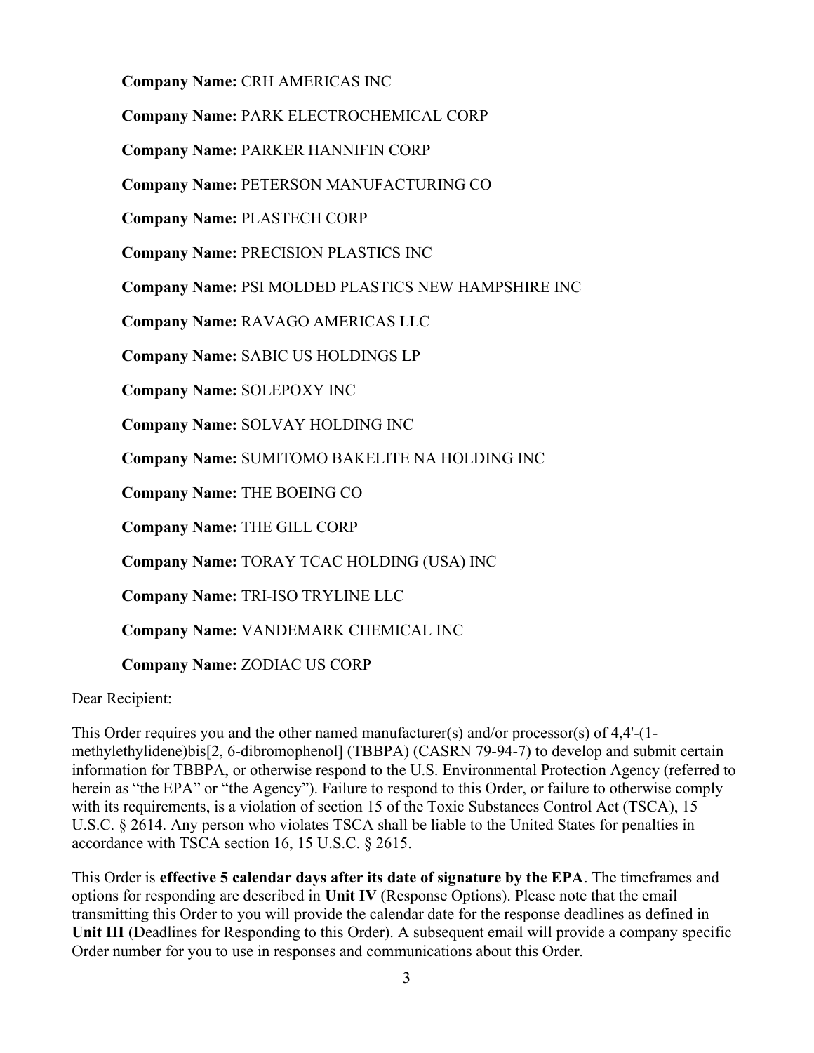**Company Name:** CRH AMERICAS INC

**Company Name:** PARK ELECTROCHEMICAL CORP

**Company Name:** PARKER HANNIFIN CORP

**Company Name:** PETERSON MANUFACTURING CO

**Company Name:** PLASTECH CORP

**Company Name:** PRECISION PLASTICS INC

**Company Name:** PSI MOLDED PLASTICS NEW HAMPSHIRE INC

**Company Name:** RAVAGO AMERICAS LLC

**Company Name:** SABIC US HOLDINGS LP

**Company Name:** SOLEPOXY INC

**Company Name:** SOLVAY HOLDING INC

**Company Name:** SUMITOMO BAKELITE NA HOLDING INC

**Company Name:** THE BOEING CO

**Company Name:** THE GILL CORP

**Company Name:** TORAY TCAC HOLDING (USA) INC

**Company Name:** TRI-ISO TRYLINE LLC

**Company Name:** VANDEMARK CHEMICAL INC

**Company Name:** ZODIAC US CORP

Dear Recipient:

This Order requires you and the other named manufacturer(s) and/or processor(s) of 4,4'-(1-methylethylidene)bis[2, 6-dibromophenol] (TBBPA) (CASRN 79-94-7) to develop and submit certain information for TBBPA, or otherwise respond to the U.S. Environmental Protection Agency (referred to herein as "the EPA" or "the Agency"). Failure to respond to this Order, or failure to otherwise comply with its requirements, is a violation of section 15 of the Toxic Substances Control Act (TSCA), 15 U.S.C. § 2614. Any person who violates TSCA shall be liable to the United States for penalties in accordance with TSCA section 16, 15 U.S.C. § 2615.

This Order is **effective 5 calendar days after its date of signature by the EPA**. The timeframes and options for responding are described in **Unit IV** (Response Options). Please note that the email transmitting this Order to you will provide the calendar date for the response deadlines as defined in **Unit III** (Deadlines for Responding to this Order). A subsequent email will provide a company specific Order number for you to use in responses and communications about this Order.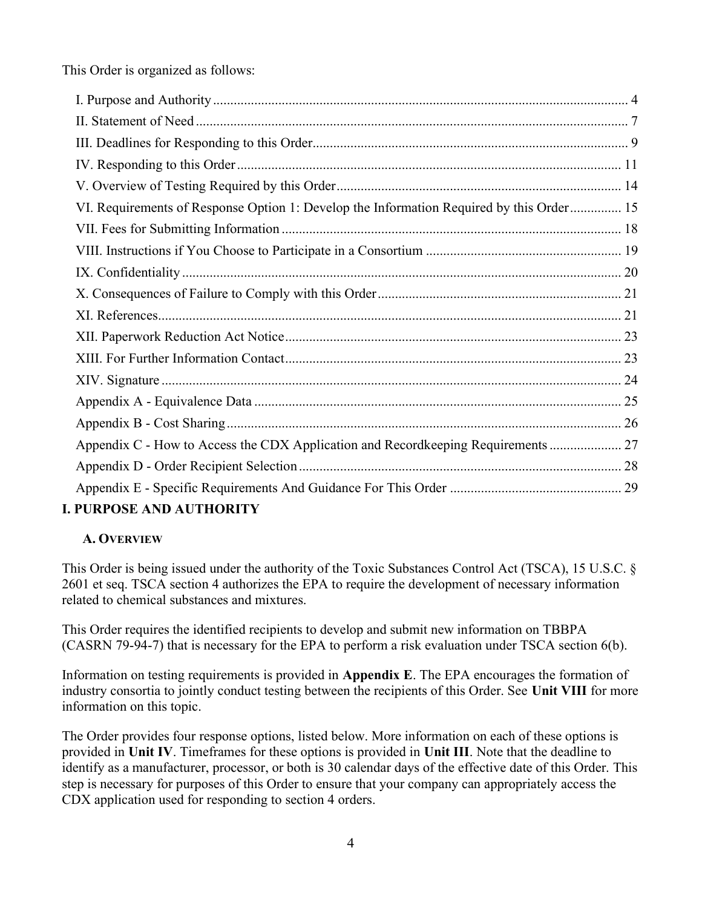This Order is organized as follows:

- I. Purpose and Authority ........ 4
- II. Statement of Need ........ 7
- III. Deadlines for Responding to this Order ........ 9
- IV. Responding to this Order ........ 11
- V. Overview of Testing Required by this Order ........ 14
- VI. Requirements of Response Option 1: Develop the Information Required by this Order ........ 15
- VII. Fees for Submitting Information ........ 18
- VIII. Instructions if You Choose to Participate in a Consortium ........ 19
- IX. Confidentiality ........ 20
- X. Consequences of Failure to Comply with this Order ........ 21
- XI. References ........ 21
- XII. Paperwork Reduction Act Notice ........ 23
- XIII. For Further Information Contact ........ 23
- XIV. Signature ........ 24
- Appendix A - Equivalence Data ........ 25
- Appendix B - Cost Sharing ........ 26
- Appendix C - How to Access the CDX Application and Recordkeeping Requirements ........ 27
- Appendix D - Order Recipient Selection ........ 28
- Appendix E - Specific Requirements And Guidance For This Order ........ 29

# I. PURPOSE AND AUTHORITY

## A. Overview

This Order is being issued under the authority of the Toxic Substances Control Act (TSCA), 15 U.S.C. § 2601 et seq. TSCA section 4 authorizes the EPA to require the development of necessary information related to chemical substances and mixtures.

This Order requires the identified recipients to develop and submit new information on TBBPA (CASRN 79-94-7) that is necessary for the EPA to perform a risk evaluation under TSCA section 6(b).

Information on testing requirements is provided in **Appendix E**. The EPA encourages the formation of industry consortia to jointly conduct testing between the recipients of this Order. See **Unit VIII** for more information on this topic.

The Order provides four response options, listed below. More information on each of these options is provided in **Unit IV**. Timeframes for these options is provided in **Unit III**. Note that the deadline to identify as a manufacturer, processor, or both is 30 calendar days of the effective date of this Order. This step is necessary for purposes of this Order to ensure that your company can appropriately access the CDX application used for responding to section 4 orders.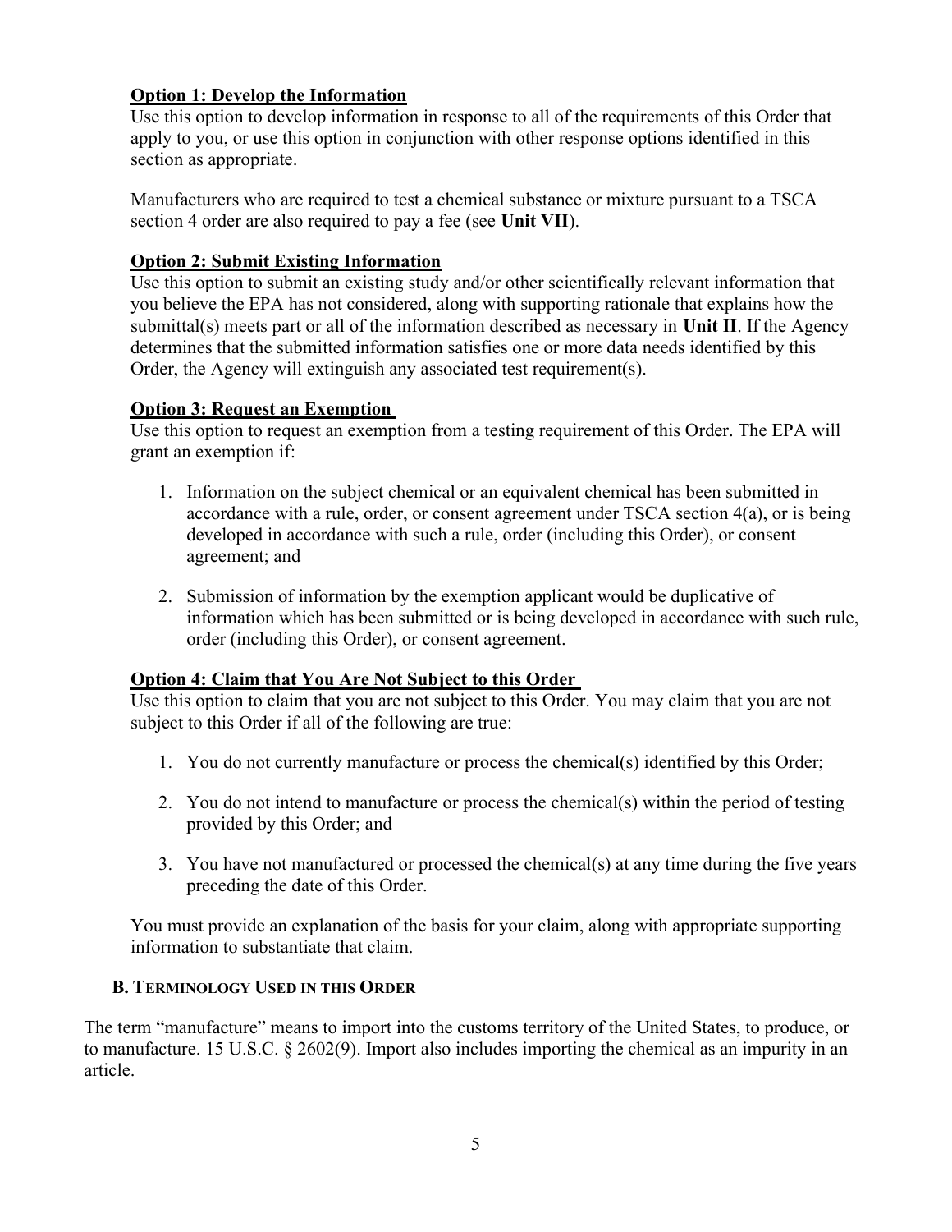**Option 1: Develop the Information**

Use this option to develop information in response to all of the requirements of this Order that apply to you, or use this option in conjunction with other response options identified in this section as appropriate.

Manufacturers who are required to test a chemical substance or mixture pursuant to a TSCA section 4 order are also required to pay a fee (see **Unit VII**).

**Option 2: Submit Existing Information**

Use this option to submit an existing study and/or other scientifically relevant information that you believe the EPA has not considered, along with supporting rationale that explains how the submittal(s) meets part or all of the information described as necessary in **Unit II**. If the Agency determines that the submitted information satisfies one or more data needs identified by this Order, the Agency will extinguish any associated test requirement(s).

**Option 3: Request an Exemption**

Use this option to request an exemption from a testing requirement of this Order. The EPA will grant an exemption if:

1. Information on the subject chemical or an equivalent chemical has been submitted in accordance with a rule, order, or consent agreement under TSCA section 4(a), or is being developed in accordance with such a rule, order (including this Order), or consent agreement; and
2. Submission of information by the exemption applicant would be duplicative of information which has been submitted or is being developed in accordance with such rule, order (including this Order), or consent agreement.

**Option 4: Claim that You Are Not Subject to this Order**

Use this option to claim that you are not subject to this Order. You may claim that you are not subject to this Order if all of the following are true:

1. You do not currently manufacture or process the chemical(s) identified by this Order;
2. You do not intend to manufacture or process the chemical(s) within the period of testing provided by this Order; and
3. You have not manufactured or processed the chemical(s) at any time during the five years preceding the date of this Order.

You must provide an explanation of the basis for your claim, along with appropriate supporting information to substantiate that claim.

### B. Terminology Used in this Order

The term "manufacture" means to import into the customs territory of the United States, to produce, or to manufacture. 15 U.S.C. § 2602(9). Import also includes importing the chemical as an impurity in an article.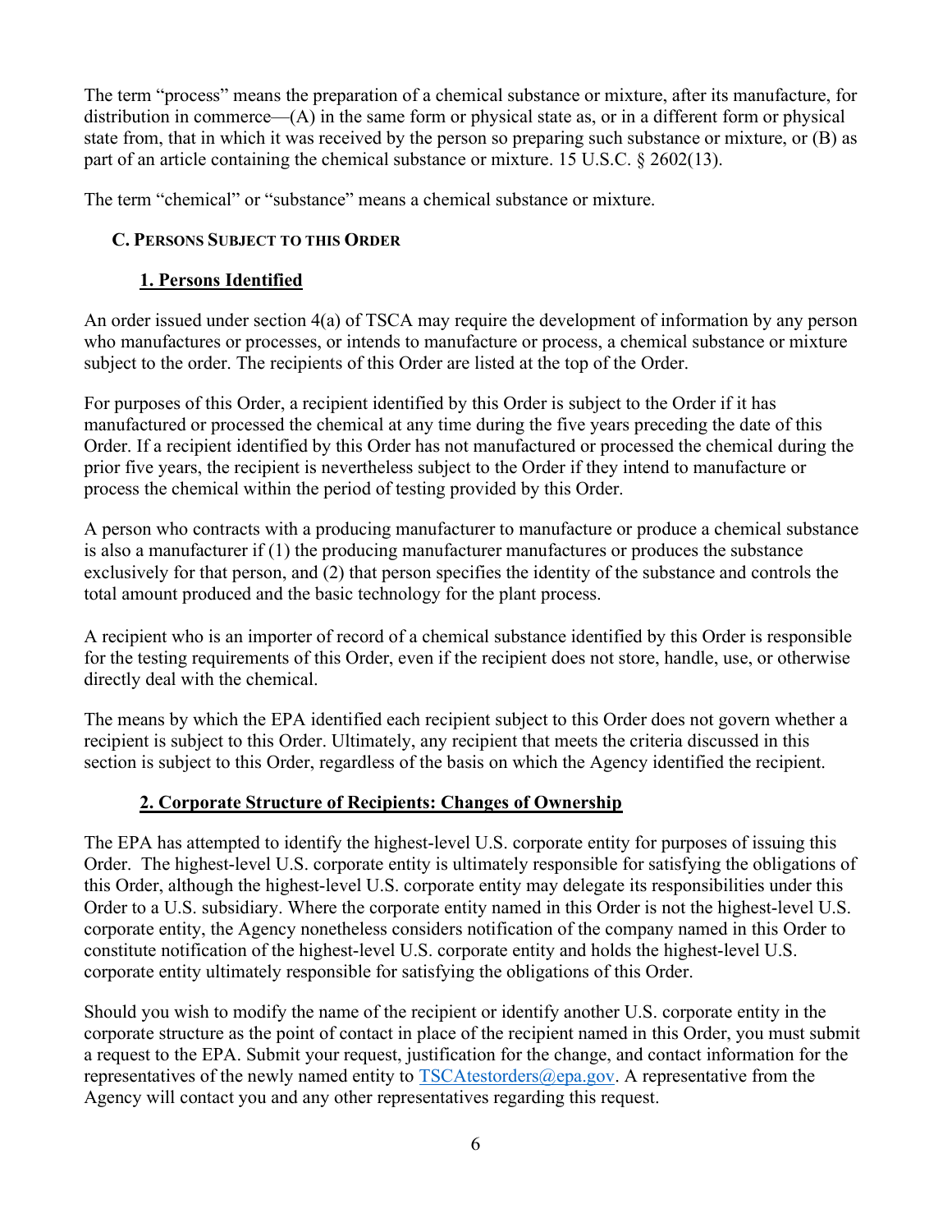The term "process" means the preparation of a chemical substance or mixture, after its manufacture, for distribution in commerce—(A) in the same form or physical state as, or in a different form or physical state from, that in which it was received by the person so preparing such substance or mixture, or (B) as part of an article containing the chemical substance or mixture. 15 U.S.C. § 2602(13).

The term "chemical" or "substance" means a chemical substance or mixture.

### C. PERSONS SUBJECT TO THIS ORDER

#### 1. Persons Identified

An order issued under section 4(a) of TSCA may require the development of information by any person who manufactures or processes, or intends to manufacture or process, a chemical substance or mixture subject to the order. The recipients of this Order are listed at the top of the Order.

For purposes of this Order, a recipient identified by this Order is subject to the Order if it has manufactured or processed the chemical at any time during the five years preceding the date of this Order. If a recipient identified by this Order has not manufactured or processed the chemical during the prior five years, the recipient is nevertheless subject to the Order if they intend to manufacture or process the chemical within the period of testing provided by this Order.

A person who contracts with a producing manufacturer to manufacture or produce a chemical substance is also a manufacturer if (1) the producing manufacturer manufactures or produces the substance exclusively for that person, and (2) that person specifies the identity of the substance and controls the total amount produced and the basic technology for the plant process.

A recipient who is an importer of record of a chemical substance identified by this Order is responsible for the testing requirements of this Order, even if the recipient does not store, handle, use, or otherwise directly deal with the chemical.

The means by which the EPA identified each recipient subject to this Order does not govern whether a recipient is subject to this Order. Ultimately, any recipient that meets the criteria discussed in this section is subject to this Order, regardless of the basis on which the Agency identified the recipient.

#### 2. Corporate Structure of Recipients: Changes of Ownership

The EPA has attempted to identify the highest-level U.S. corporate entity for purposes of issuing this Order. The highest-level U.S. corporate entity is ultimately responsible for satisfying the obligations of this Order, although the highest-level U.S. corporate entity may delegate its responsibilities under this Order to a U.S. subsidiary. Where the corporate entity named in this Order is not the highest-level U.S. corporate entity, the Agency nonetheless considers notification of the company named in this Order to constitute notification of the highest-level U.S. corporate entity and holds the highest-level U.S. corporate entity ultimately responsible for satisfying the obligations of this Order.

Should you wish to modify the name of the recipient or identify another U.S. corporate entity in the corporate structure as the point of contact in place of the recipient named in this Order, you must submit a request to the EPA. Submit your request, justification for the change, and contact information for the representatives of the newly named entity to TSCAtestorders@epa.gov. A representative from the Agency will contact you and any other representatives regarding this request.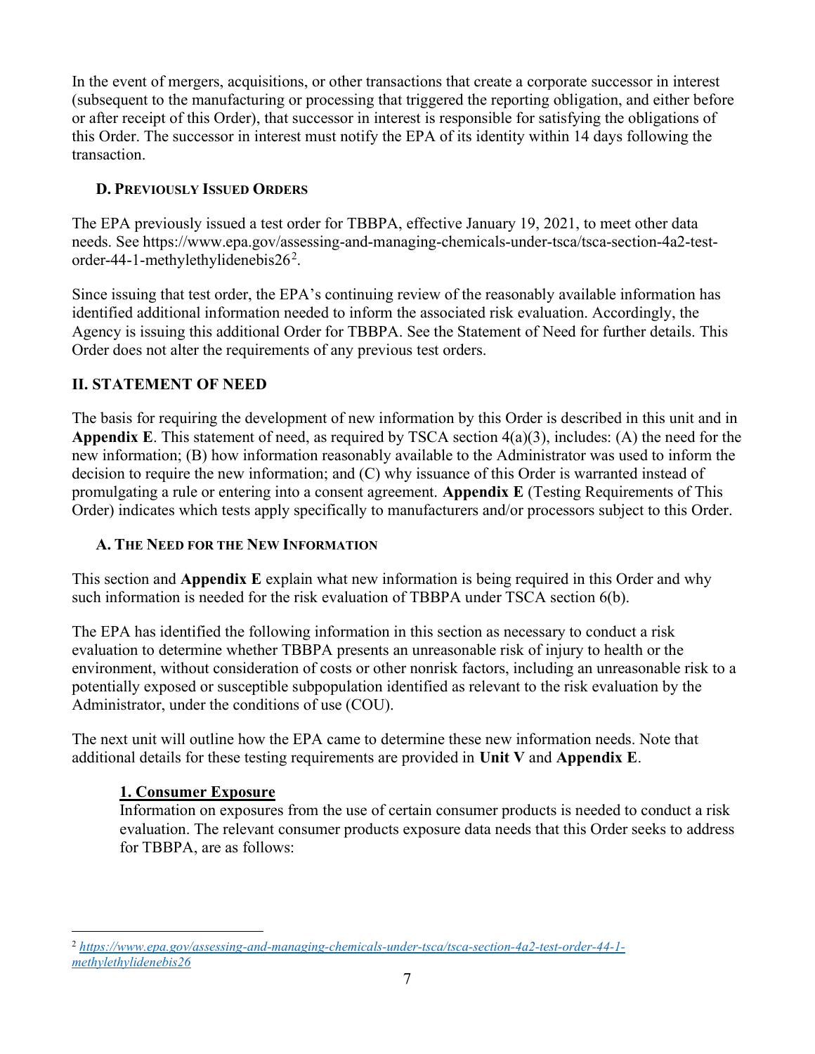In the event of mergers, acquisitions, or other transactions that create a corporate successor in interest (subsequent to the manufacturing or processing that triggered the reporting obligation, and either before or after receipt of this Order), that successor in interest is responsible for satisfying the obligations of this Order. The successor in interest must notify the EPA of its identity within 14 days following the transaction.

### D. Previously Issued Orders

The EPA previously issued a test order for TBBPA, effective January 19, 2021, to meet other data needs. See https://www.epa.gov/assessing-and-managing-chemicals-under-tsca/tsca-section-4a2-test-order-44-1-methylethylidenebis26[2].

Since issuing that test order, the EPA's continuing review of the reasonably available information has identified additional information needed to inform the associated risk evaluation. Accordingly, the Agency is issuing this additional Order for TBBPA. See the Statement of Need for further details. This Order does not alter the requirements of any previous test orders.

## II. STATEMENT OF NEED

The basis for requiring the development of new information by this Order is described in this unit and in **Appendix E**. This statement of need, as required by TSCA section 4(a)(3), includes: (A) the need for the new information; (B) how information reasonably available to the Administrator was used to inform the decision to require the new information; and (C) why issuance of this Order is warranted instead of promulgating a rule or entering into a consent agreement. **Appendix E** (Testing Requirements of This Order) indicates which tests apply specifically to manufacturers and/or processors subject to this Order.

### A. The Need for the New Information

This section and **Appendix E** explain what new information is being required in this Order and why such information is needed for the risk evaluation of TBBPA under TSCA section 6(b).

The EPA has identified the following information in this section as necessary to conduct a risk evaluation to determine whether TBBPA presents an unreasonable risk of injury to health or the environment, without consideration of costs or other nonrisk factors, including an unreasonable risk to a potentially exposed or susceptible subpopulation identified as relevant to the risk evaluation by the Administrator, under the conditions of use (COU).

The next unit will outline how the EPA came to determine these new information needs. Note that additional details for these testing requirements are provided in **Unit V** and **Appendix E**.

#### 1. Consumer Exposure

Information on exposures from the use of certain consumer products is needed to conduct a risk evaluation. The relevant consumer products exposure data needs that this Order seeks to address for TBBPA, are as follows:

---

[2] *https://www.epa.gov/assessing-and-managing-chemicals-under-tsca/tsca-section-4a2-test-order-44-1-methylethylidenebis26*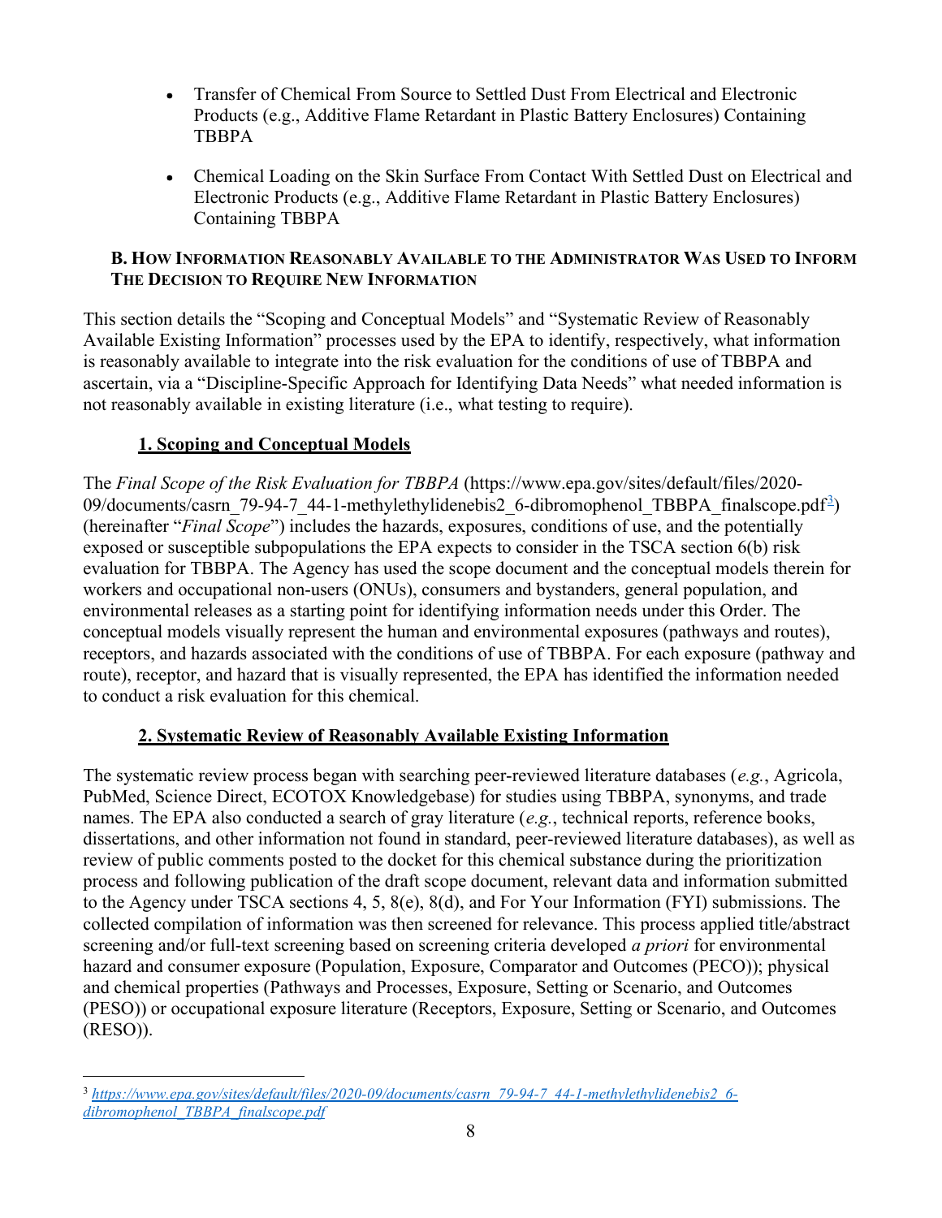- Transfer of Chemical From Source to Settled Dust From Electrical and Electronic Products (e.g., Additive Flame Retardant in Plastic Battery Enclosures) Containing TBBPA

- Chemical Loading on the Skin Surface From Contact With Settled Dust on Electrical and Electronic Products (e.g., Additive Flame Retardant in Plastic Battery Enclosures) Containing TBBPA

### B. How Information Reasonably Available to the Administrator Was Used to Inform the Decision to Require New Information

This section details the "Scoping and Conceptual Models" and "Systematic Review of Reasonably Available Existing Information" processes used by the EPA to identify, respectively, what information is reasonably available to integrate into the risk evaluation for the conditions of use of TBBPA and ascertain, via a "Discipline-Specific Approach for Identifying Data Needs" what needed information is not reasonably available in existing literature (i.e., what testing to require).

#### 1. Scoping and Conceptual Models

The *Final Scope of the Risk Evaluation for TBBPA* (https://www.epa.gov/sites/default/files/2020-09/documents/casrn_79-94-7_44-1-methylethylidenebis2_6-dibromophenol_TBBPA_finalscope.pdf[3]) (hereinafter "*Final Scope*") includes the hazards, exposures, conditions of use, and the potentially exposed or susceptible subpopulations the EPA expects to consider in the TSCA section 6(b) risk evaluation for TBBPA. The Agency has used the scope document and the conceptual models therein for workers and occupational non-users (ONUs), consumers and bystanders, general population, and environmental releases as a starting point for identifying information needs under this Order. The conceptual models visually represent the human and environmental exposures (pathways and routes), receptors, and hazards associated with the conditions of use of TBBPA. For each exposure (pathway and route), receptor, and hazard that is visually represented, the EPA has identified the information needed to conduct a risk evaluation for this chemical.

#### 2. Systematic Review of Reasonably Available Existing Information

The systematic review process began with searching peer-reviewed literature databases (*e.g.*, Agricola, PubMed, Science Direct, ECOTOX Knowledgebase) for studies using TBBPA, synonyms, and trade names. The EPA also conducted a search of gray literature (*e.g.*, technical reports, reference books, dissertations, and other information not found in standard, peer-reviewed literature databases), as well as review of public comments posted to the docket for this chemical substance during the prioritization process and following publication of the draft scope document, relevant data and information submitted to the Agency under TSCA sections 4, 5, 8(e), 8(d), and For Your Information (FYI) submissions. The collected compilation of information was then screened for relevance. This process applied title/abstract screening and/or full-text screening based on screening criteria developed *a priori* for environmental hazard and consumer exposure (Population, Exposure, Comparator and Outcomes (PECO)); physical and chemical properties (Pathways and Processes, Exposure, Setting or Scenario, and Outcomes (PESO)) or occupational exposure literature (Receptors, Exposure, Setting or Scenario, and Outcomes (RESO)).

---

[3] *https://www.epa.gov/sites/default/files/2020-09/documents/casrn_79-94-7_44-1-methylethylidenebis2_6-dibromophenol_TBBPA_finalscope.pdf*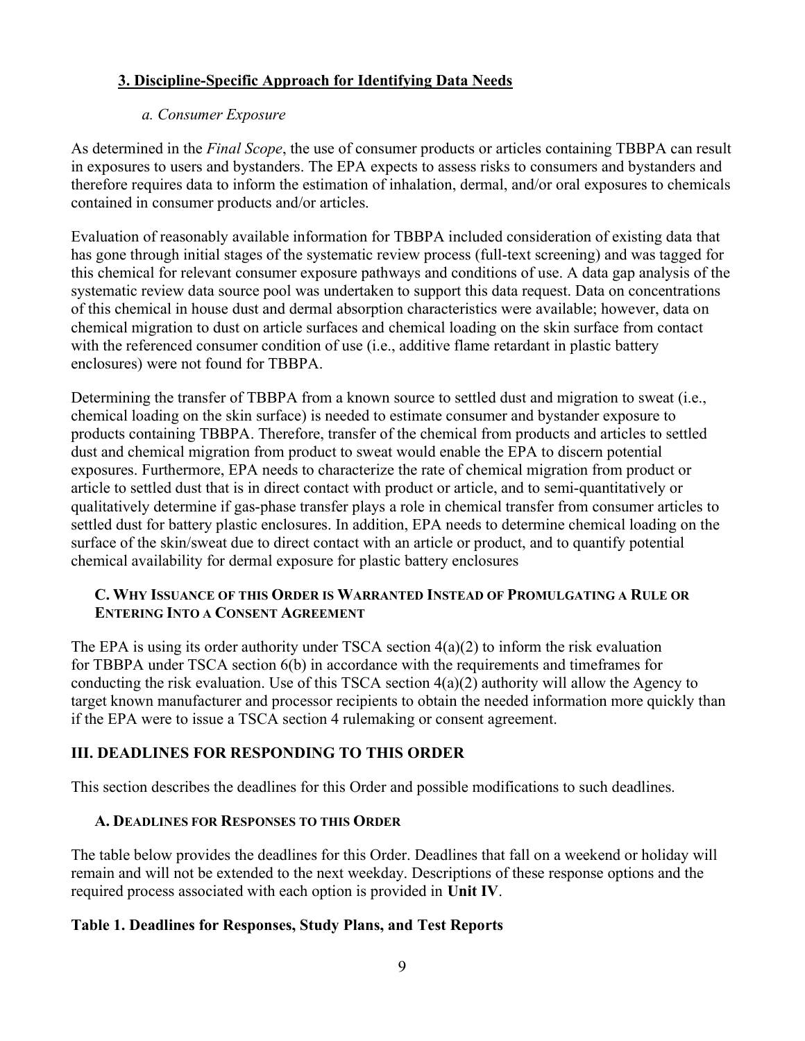### 3. Discipline-Specific Approach for Identifying Data Needs

#### *a. Consumer Exposure*

As determined in the *Final Scope*, the use of consumer products or articles containing TBBPA can result in exposures to users and bystanders. The EPA expects to assess risks to consumers and bystanders and therefore requires data to inform the estimation of inhalation, dermal, and/or oral exposures to chemicals contained in consumer products and/or articles.

Evaluation of reasonably available information for TBBPA included consideration of existing data that has gone through initial stages of the systematic review process (full-text screening) and was tagged for this chemical for relevant consumer exposure pathways and conditions of use. A data gap analysis of the systematic review data source pool was undertaken to support this data request. Data on concentrations of this chemical in house dust and dermal absorption characteristics were available; however, data on chemical migration to dust on article surfaces and chemical loading on the skin surface from contact with the referenced consumer condition of use (i.e., additive flame retardant in plastic battery enclosures) were not found for TBBPA.

Determining the transfer of TBBPA from a known source to settled dust and migration to sweat (i.e., chemical loading on the skin surface) is needed to estimate consumer and bystander exposure to products containing TBBPA. Therefore, transfer of the chemical from products and articles to settled dust and chemical migration from product to sweat would enable the EPA to discern potential exposures. Furthermore, EPA needs to characterize the rate of chemical migration from product or article to settled dust that is in direct contact with product or article, and to semi-quantitatively or qualitatively determine if gas-phase transfer plays a role in chemical transfer from consumer articles to settled dust for battery plastic enclosures. In addition, EPA needs to determine chemical loading on the surface of the skin/sweat due to direct contact with an article or product, and to quantify potential chemical availability for dermal exposure for plastic battery enclosures

### C. Why Issuance of this Order is Warranted Instead of Promulgating a Rule or Entering into a Consent Agreement

The EPA is using its order authority under TSCA section 4(a)(2) to inform the risk evaluation for TBBPA under TSCA section 6(b) in accordance with the requirements and timeframes for conducting the risk evaluation. Use of this TSCA section 4(a)(2) authority will allow the Agency to target known manufacturer and processor recipients to obtain the needed information more quickly than if the EPA were to issue a TSCA section 4 rulemaking or consent agreement.

## III. DEADLINES FOR RESPONDING TO THIS ORDER

This section describes the deadlines for this Order and possible modifications to such deadlines.

### A. Deadlines for Responses to this Order

The table below provides the deadlines for this Order. Deadlines that fall on a weekend or holiday will remain and will not be extended to the next weekday. Descriptions of these response options and the required process associated with each option is provided in **Unit IV**.

**Table 1. Deadlines for Responses, Study Plans, and Test Reports**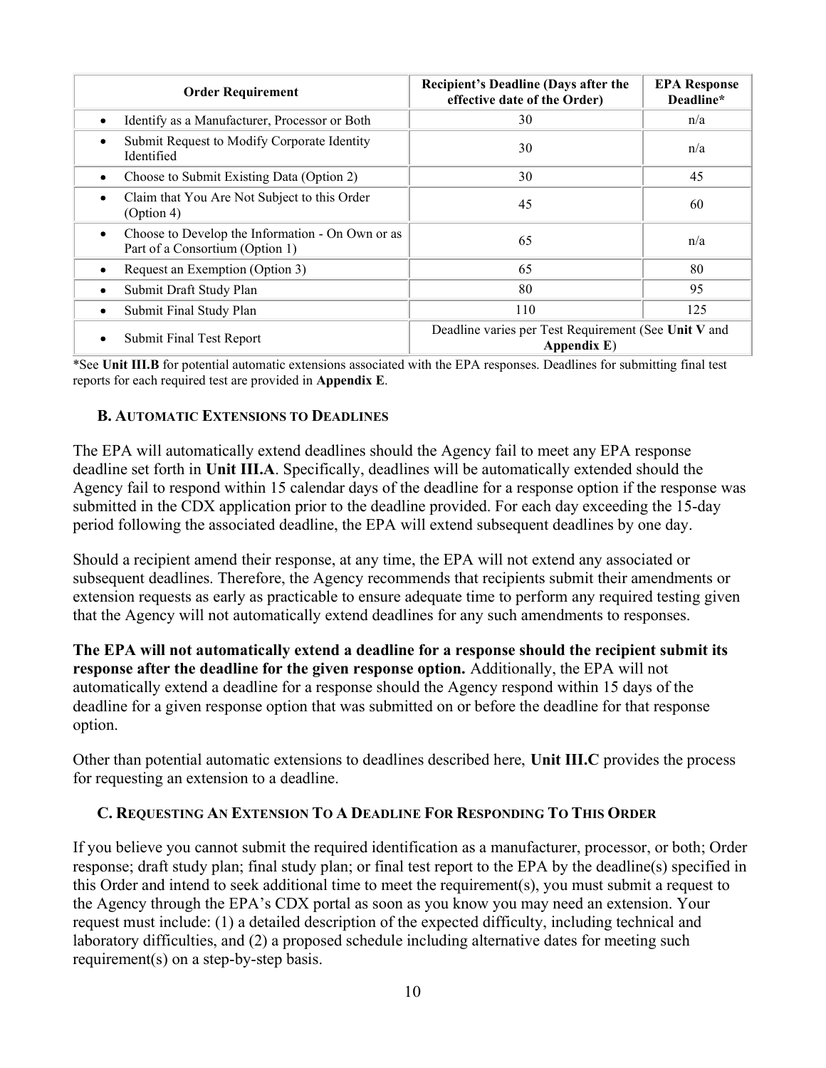| Order Requirement | Recipient's Deadline (Days after the effective date of the Order) | EPA Response Deadline* |
| --- | --- | --- |
| • Identify as a Manufacturer, Processor or Both | 30 | n/a |
| • Submit Request to Modify Corporate Identity Identified | 30 | n/a |
| • Choose to Submit Existing Data (Option 2) | 30 | 45 |
| • Claim that You Are Not Subject to this Order (Option 4) | 45 | 60 |
| • Choose to Develop the Information - On Own or as Part of a Consortium (Option 1) | 65 | n/a |
| • Request an Exemption (Option 3) | 65 | 80 |
| • Submit Draft Study Plan | 80 | 95 |
| • Submit Final Study Plan | 110 | 125 |
| • Submit Final Test Report | Deadline varies per Test Requirement (See **Unit V** and **Appendix E**) | |

*See **Unit III.B** for potential automatic extensions associated with the EPA responses. Deadlines for submitting final test reports for each required test are provided in **Appendix E**.

### B. Automatic Extensions to Deadlines

The EPA will automatically extend deadlines should the Agency fail to meet any EPA response deadline set forth in **Unit III.A**. Specifically, deadlines will be automatically extended should the Agency fail to respond within 15 calendar days of the deadline for a response option if the response was submitted in the CDX application prior to the deadline provided. For each day exceeding the 15-day period following the associated deadline, the EPA will extend subsequent deadlines by one day.

Should a recipient amend their response, at any time, the EPA will not extend any associated or subsequent deadlines. Therefore, the Agency recommends that recipients submit their amendments or extension requests as early as practicable to ensure adequate time to perform any required testing given that the Agency will not automatically extend deadlines for any such amendments to responses.

**The EPA will not automatically extend a deadline for a response should the recipient submit its response after the deadline for the given response option.** Additionally, the EPA will not automatically extend a deadline for a response should the Agency respond within 15 days of the deadline for a given response option that was submitted on or before the deadline for that response option.

Other than potential automatic extensions to deadlines described here, **Unit III.C** provides the process for requesting an extension to a deadline.

### C. Requesting An Extension To A Deadline For Responding To This Order

If you believe you cannot submit the required identification as a manufacturer, processor, or both; Order response; draft study plan; final study plan; or final test report to the EPA by the deadline(s) specified in this Order and intend to seek additional time to meet the requirement(s), you must submit a request to the Agency through the EPA's CDX portal as soon as you know you may need an extension. Your request must include: (1) a detailed description of the expected difficulty, including technical and laboratory difficulties, and (2) a proposed schedule including alternative dates for meeting such requirement(s) on a step-by-step basis.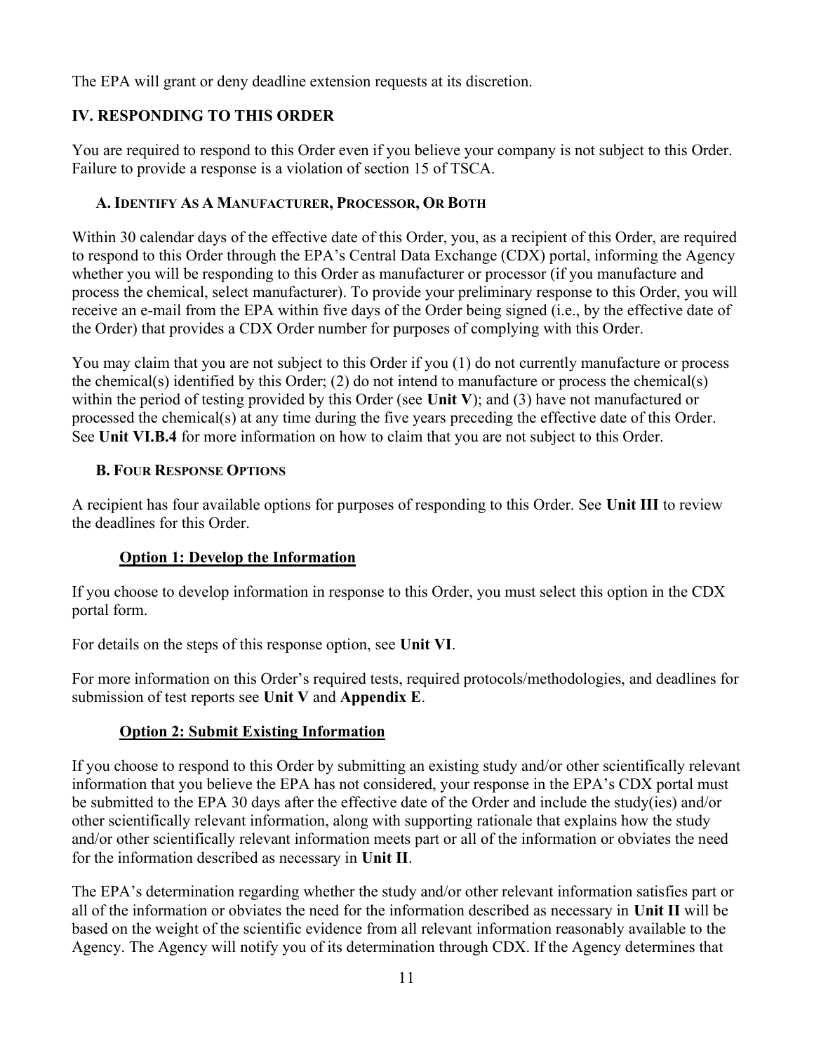The EPA will grant or deny deadline extension requests at its discretion.

## IV. RESPONDING TO THIS ORDER

You are required to respond to this Order even if you believe your company is not subject to this Order. Failure to provide a response is a violation of section 15 of TSCA.

### A. IDENTIFY AS A MANUFACTURER, PROCESSOR, OR BOTH

Within 30 calendar days of the effective date of this Order, you, as a recipient of this Order, are required to respond to this Order through the EPA's Central Data Exchange (CDX) portal, informing the Agency whether you will be responding to this Order as manufacturer or processor (if you manufacture and process the chemical, select manufacturer). To provide your preliminary response to this Order, you will receive an e-mail from the EPA within five days of the Order being signed (i.e., by the effective date of the Order) that provides a CDX Order number for purposes of complying with this Order.

You may claim that you are not subject to this Order if you (1) do not currently manufacture or process the chemical(s) identified by this Order; (2) do not intend to manufacture or process the chemical(s) within the period of testing provided by this Order (see **Unit V**); and (3) have not manufactured or processed the chemical(s) at any time during the five years preceding the effective date of this Order. See **Unit VI.B.4** for more information on how to claim that you are not subject to this Order.

### B. FOUR RESPONSE OPTIONS

A recipient has four available options for purposes of responding to this Order. See **Unit III** to review the deadlines for this Order.

#### Option 1: Develop the Information

If you choose to develop information in response to this Order, you must select this option in the CDX portal form.

For details on the steps of this response option, see **Unit VI**.

For more information on this Order's required tests, required protocols/methodologies, and deadlines for submission of test reports see **Unit V** and **Appendix E**.

#### Option 2: Submit Existing Information

If you choose to respond to this Order by submitting an existing study and/or other scientifically relevant information that you believe the EPA has not considered, your response in the EPA's CDX portal must be submitted to the EPA 30 days after the effective date of the Order and include the study(ies) and/or other scientifically relevant information, along with supporting rationale that explains how the study and/or other scientifically relevant information meets part or all of the information or obviates the need for the information described as necessary in **Unit II**.

The EPA's determination regarding whether the study and/or other relevant information satisfies part or all of the information or obviates the need for the information described as necessary in **Unit II** will be based on the weight of the scientific evidence from all relevant information reasonably available to the Agency. The Agency will notify you of its determination through CDX. If the Agency determines that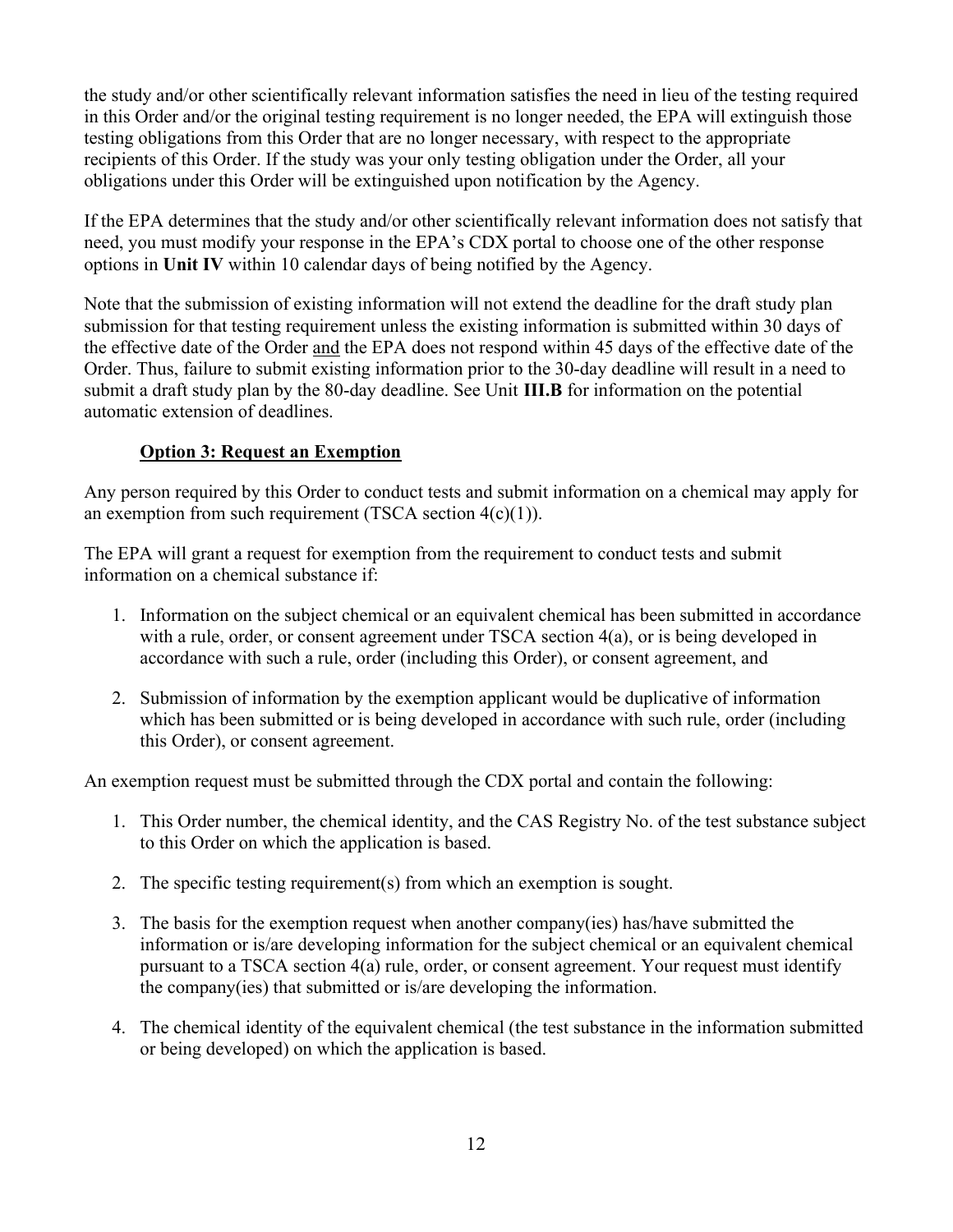the study and/or other scientifically relevant information satisfies the need in lieu of the testing required in this Order and/or the original testing requirement is no longer needed, the EPA will extinguish those testing obligations from this Order that are no longer necessary, with respect to the appropriate recipients of this Order. If the study was your only testing obligation under the Order, all your obligations under this Order will be extinguished upon notification by the Agency.

If the EPA determines that the study and/or other scientifically relevant information does not satisfy that need, you must modify your response in the EPA's CDX portal to choose one of the other response options in **Unit IV** within 10 calendar days of being notified by the Agency.

Note that the submission of existing information will not extend the deadline for the draft study plan submission for that testing requirement unless the existing information is submitted within 30 days of the effective date of the Order and the EPA does not respond within 45 days of the effective date of the Order. Thus, failure to submit existing information prior to the 30-day deadline will result in a need to submit a draft study plan by the 80-day deadline. See Unit **III.B** for information on the potential automatic extension of deadlines.

**Option 3: Request an Exemption**

Any person required by this Order to conduct tests and submit information on a chemical may apply for an exemption from such requirement (TSCA section 4(c)(1)).

The EPA will grant a request for exemption from the requirement to conduct tests and submit information on a chemical substance if:

1. Information on the subject chemical or an equivalent chemical has been submitted in accordance with a rule, order, or consent agreement under TSCA section 4(a), or is being developed in accordance with such a rule, order (including this Order), or consent agreement, and

2. Submission of information by the exemption applicant would be duplicative of information which has been submitted or is being developed in accordance with such rule, order (including this Order), or consent agreement.

An exemption request must be submitted through the CDX portal and contain the following:

1. This Order number, the chemical identity, and the CAS Registry No. of the test substance subject to this Order on which the application is based.

2. The specific testing requirement(s) from which an exemption is sought.

3. The basis for the exemption request when another company(ies) has/have submitted the information or is/are developing information for the subject chemical or an equivalent chemical pursuant to a TSCA section 4(a) rule, order, or consent agreement. Your request must identify the company(ies) that submitted or is/are developing the information.

4. The chemical identity of the equivalent chemical (the test substance in the information submitted or being developed) on which the application is based.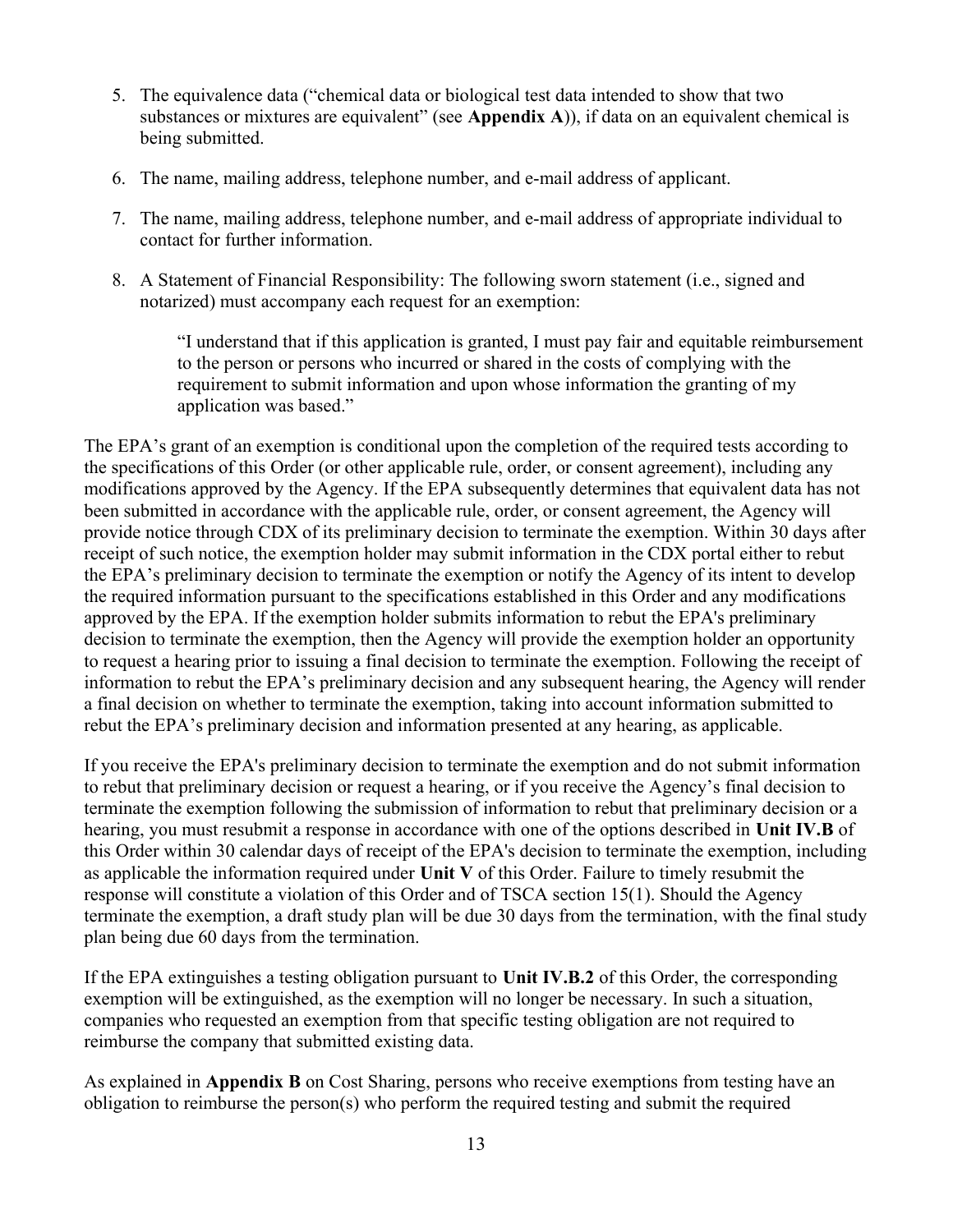5. The equivalence data ("chemical data or biological test data intended to show that two substances or mixtures are equivalent" (see **Appendix A**)), if data on an equivalent chemical is being submitted.

6. The name, mailing address, telephone number, and e-mail address of applicant.

7. The name, mailing address, telephone number, and e-mail address of appropriate individual to contact for further information.

8. A Statement of Financial Responsibility: The following sworn statement (i.e., signed and notarized) must accompany each request for an exemption:

   > "I understand that if this application is granted, I must pay fair and equitable reimbursement to the person or persons who incurred or shared in the costs of complying with the requirement to submit information and upon whose information the granting of my application was based."

The EPA's grant of an exemption is conditional upon the completion of the required tests according to the specifications of this Order (or other applicable rule, order, or consent agreement), including any modifications approved by the Agency. If the EPA subsequently determines that equivalent data has not been submitted in accordance with the applicable rule, order, or consent agreement, the Agency will provide notice through CDX of its preliminary decision to terminate the exemption. Within 30 days after receipt of such notice, the exemption holder may submit information in the CDX portal either to rebut the EPA's preliminary decision to terminate the exemption or notify the Agency of its intent to develop the required information pursuant to the specifications established in this Order and any modifications approved by the EPA. If the exemption holder submits information to rebut the EPA's preliminary decision to terminate the exemption, then the Agency will provide the exemption holder an opportunity to request a hearing prior to issuing a final decision to terminate the exemption. Following the receipt of information to rebut the EPA's preliminary decision and any subsequent hearing, the Agency will render a final decision on whether to terminate the exemption, taking into account information submitted to rebut the EPA's preliminary decision and information presented at any hearing, as applicable.

If you receive the EPA's preliminary decision to terminate the exemption and do not submit information to rebut that preliminary decision or request a hearing, or if you receive the Agency's final decision to terminate the exemption following the submission of information to rebut that preliminary decision or a hearing, you must resubmit a response in accordance with one of the options described in **Unit IV.B** of this Order within 30 calendar days of receipt of the EPA's decision to terminate the exemption, including as applicable the information required under **Unit V** of this Order. Failure to timely resubmit the response will constitute a violation of this Order and of TSCA section 15(1). Should the Agency terminate the exemption, a draft study plan will be due 30 days from the termination, with the final study plan being due 60 days from the termination.

If the EPA extinguishes a testing obligation pursuant to **Unit IV.B.2** of this Order, the corresponding exemption will be extinguished, as the exemption will no longer be necessary. In such a situation, companies who requested an exemption from that specific testing obligation are not required to reimburse the company that submitted existing data.

As explained in **Appendix B** on Cost Sharing, persons who receive exemptions from testing have an obligation to reimburse the person(s) who perform the required testing and submit the required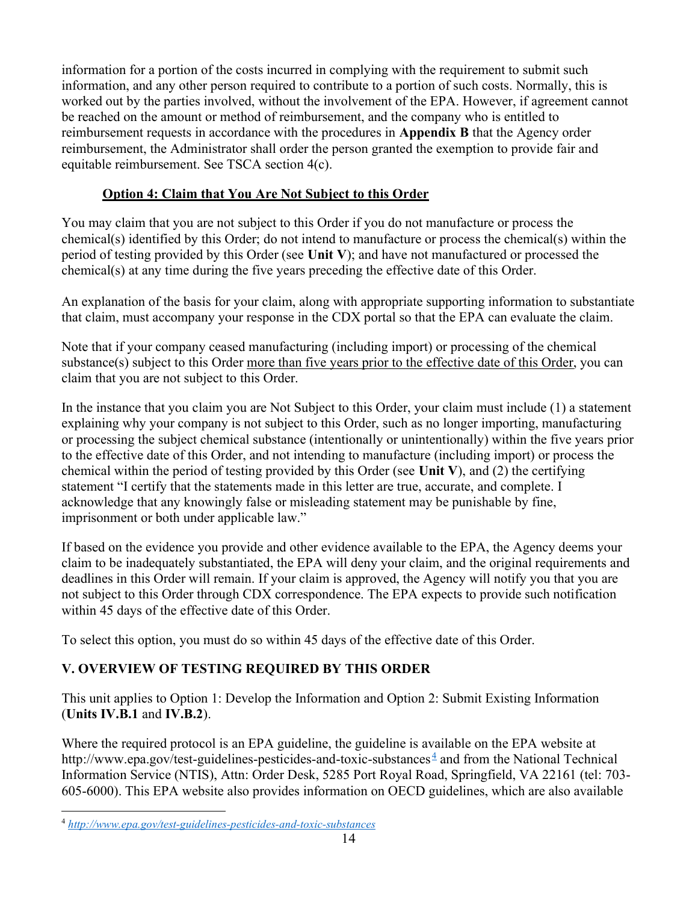information for a portion of the costs incurred in complying with the requirement to submit such information, and any other person required to contribute to a portion of such costs. Normally, this is worked out by the parties involved, without the involvement of the EPA. However, if agreement cannot be reached on the amount or method of reimbursement, and the company who is entitled to reimbursement requests in accordance with the procedures in **Appendix B** that the Agency order reimbursement, the Administrator shall order the person granted the exemption to provide fair and equitable reimbursement. See TSCA section 4(c).

### Option 4: Claim that You Are Not Subject to this Order

You may claim that you are not subject to this Order if you do not manufacture or process the chemical(s) identified by this Order; do not intend to manufacture or process the chemical(s) within the period of testing provided by this Order (see **Unit V**); and have not manufactured or processed the chemical(s) at any time during the five years preceding the effective date of this Order.

An explanation of the basis for your claim, along with appropriate supporting information to substantiate that claim, must accompany your response in the CDX portal so that the EPA can evaluate the claim.

Note that if your company ceased manufacturing (including import) or processing of the chemical substance(s) subject to this Order more than five years prior to the effective date of this Order, you can claim that you are not subject to this Order.

In the instance that you claim you are Not Subject to this Order, your claim must include (1) a statement explaining why your company is not subject to this Order, such as no longer importing, manufacturing or processing the subject chemical substance (intentionally or unintentionally) within the five years prior to the effective date of this Order, and not intending to manufacture (including import) or process the chemical within the period of testing provided by this Order (see **Unit V**), and (2) the certifying statement "I certify that the statements made in this letter are true, accurate, and complete. I acknowledge that any knowingly false or misleading statement may be punishable by fine, imprisonment or both under applicable law."

If based on the evidence you provide and other evidence available to the EPA, the Agency deems your claim to be inadequately substantiated, the EPA will deny your claim, and the original requirements and deadlines in this Order will remain. If your claim is approved, the Agency will notify you that you are not subject to this Order through CDX correspondence. The EPA expects to provide such notification within 45 days of the effective date of this Order.

To select this option, you must do so within 45 days of the effective date of this Order.

## V. OVERVIEW OF TESTING REQUIRED BY THIS ORDER

This unit applies to Option 1: Develop the Information and Option 2: Submit Existing Information (**Units IV.B.1** and **IV.B.2**).

Where the required protocol is an EPA guideline, the guideline is available on the EPA website at http://www.epa.gov/test-guidelines-pesticides-and-toxic-substances[4] and from the National Technical Information Service (NTIS), Attn: Order Desk, 5285 Port Royal Road, Springfield, VA 22161 (tel: 703-605-6000). This EPA website also provides information on OECD guidelines, which are also available

[4] *http://www.epa.gov/test-guidelines-pesticides-and-toxic-substances*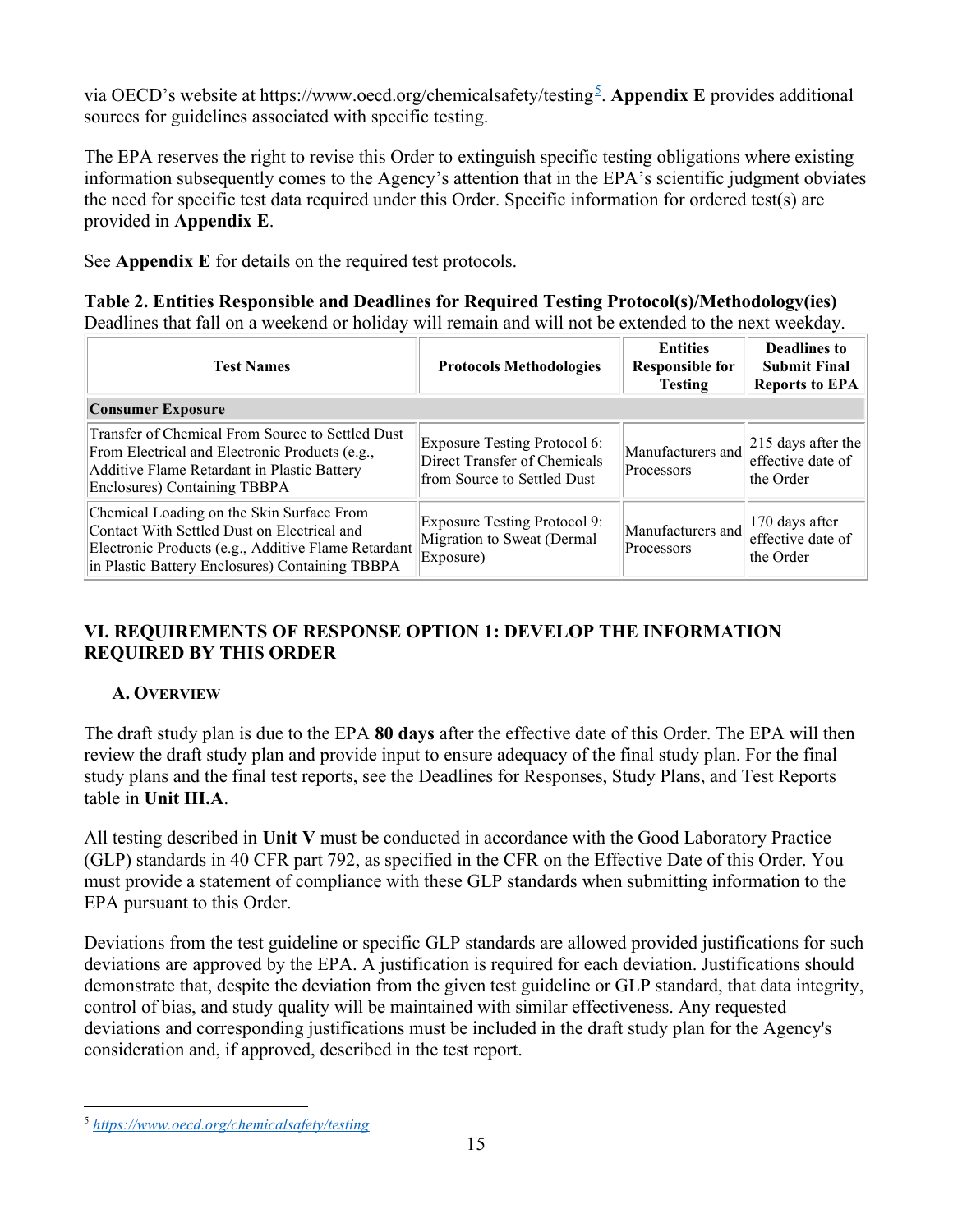via OECD's website at https://www.oecd.org/chemicalsafety/testing[5]. **Appendix E** provides additional sources for guidelines associated with specific testing.

The EPA reserves the right to revise this Order to extinguish specific testing obligations where existing information subsequently comes to the Agency's attention that in the EPA's scientific judgment obviates the need for specific test data required under this Order. Specific information for ordered test(s) are provided in **Appendix E**.

See **Appendix E** for details on the required test protocols.

**Table 2. Entities Responsible and Deadlines for Required Testing Protocol(s)/Methodology(ies)**
Deadlines that fall on a weekend or holiday will remain and will not be extended to the next weekday.

| Test Names | Protocols Methodologies | Entities Responsible for Testing | Deadlines to Submit Final Reports to EPA |
|---|---|---|---|
| **Consumer Exposure** | | | |
| Transfer of Chemical From Source to Settled Dust From Electrical and Electronic Products (e.g., Additive Flame Retardant in Plastic Battery Enclosures) Containing TBBPA | Exposure Testing Protocol 6: Direct Transfer of Chemicals from Source to Settled Dust | Manufacturers and Processors | 215 days after the effective date of the Order |
| Chemical Loading on the Skin Surface From Contact With Settled Dust on Electrical and Electronic Products (e.g., Additive Flame Retardant in Plastic Battery Enclosures) Containing TBBPA | Exposure Testing Protocol 9: Migration to Sweat (Dermal Exposure) | Manufacturers and Processors | 170 days after effective date of the Order |

## VI. REQUIREMENTS OF RESPONSE OPTION 1: DEVELOP THE INFORMATION REQUIRED BY THIS ORDER

### A. Overview

The draft study plan is due to the EPA **80 days** after the effective date of this Order. The EPA will then review the draft study plan and provide input to ensure adequacy of the final study plan. For the final study plans and the final test reports, see the Deadlines for Responses, Study Plans, and Test Reports table in **Unit III.A**.

All testing described in **Unit V** must be conducted in accordance with the Good Laboratory Practice (GLP) standards in 40 CFR part 792, as specified in the CFR on the Effective Date of this Order. You must provide a statement of compliance with these GLP standards when submitting information to the EPA pursuant to this Order.

Deviations from the test guideline or specific GLP standards are allowed provided justifications for such deviations are approved by the EPA. A justification is required for each deviation. Justifications should demonstrate that, despite the deviation from the given test guideline or GLP standard, that data integrity, control of bias, and study quality will be maintained with similar effectiveness. Any requested deviations and corresponding justifications must be included in the draft study plan for the Agency's consideration and, if approved, described in the test report.

[5] *https://www.oecd.org/chemicalsafety/testing*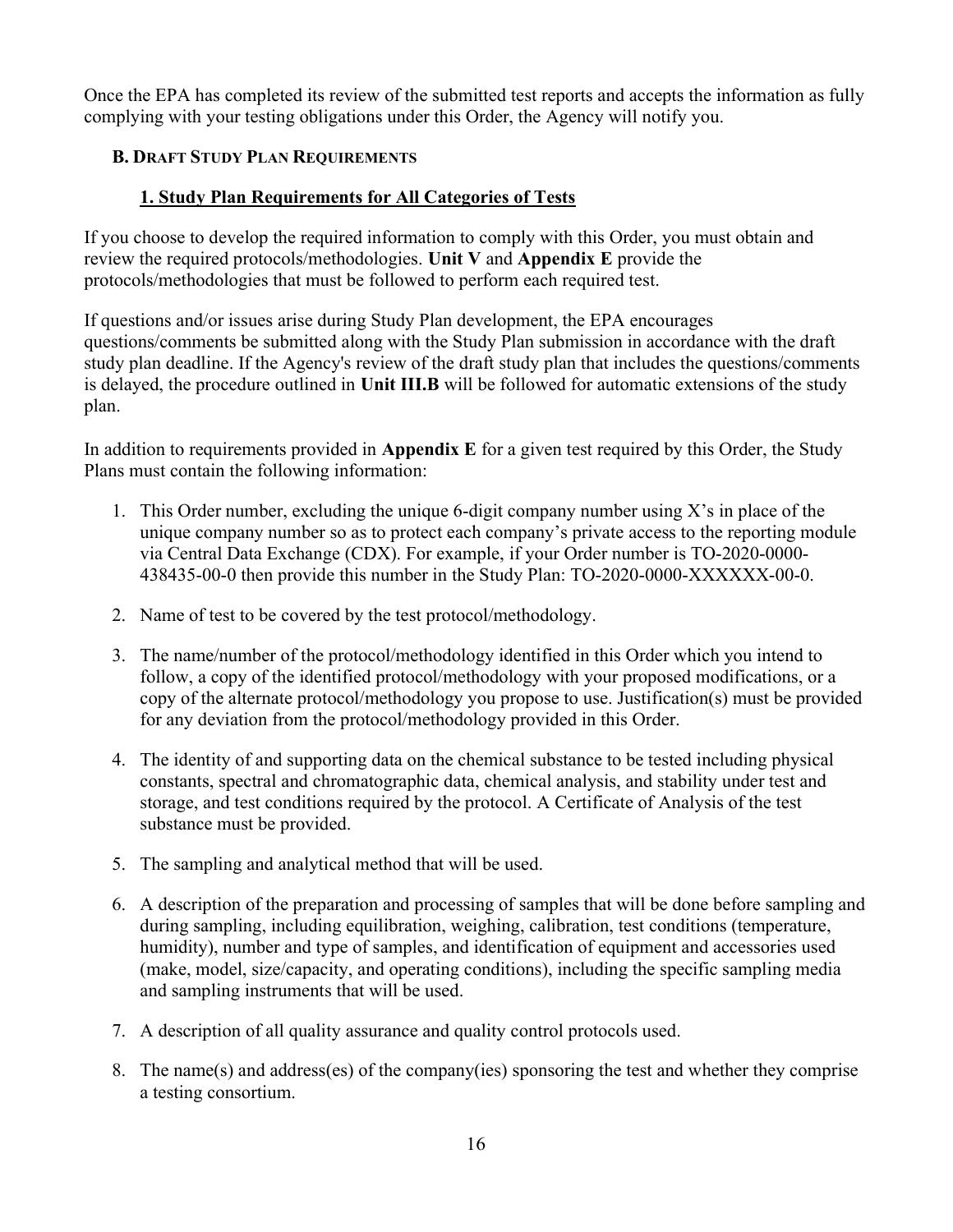Once the EPA has completed its review of the submitted test reports and accepts the information as fully complying with your testing obligations under this Order, the Agency will notify you.

### B. Draft Study Plan Requirements

#### 1. Study Plan Requirements for All Categories of Tests

If you choose to develop the required information to comply with this Order, you must obtain and review the required protocols/methodologies. **Unit V** and **Appendix E** provide the protocols/methodologies that must be followed to perform each required test.

If questions and/or issues arise during Study Plan development, the EPA encourages questions/comments be submitted along with the Study Plan submission in accordance with the draft study plan deadline. If the Agency's review of the draft study plan that includes the questions/comments is delayed, the procedure outlined in **Unit III.B** will be followed for automatic extensions of the study plan.

In addition to requirements provided in **Appendix E** for a given test required by this Order, the Study Plans must contain the following information:

1. This Order number, excluding the unique 6-digit company number using X's in place of the unique company number so as to protect each company's private access to the reporting module via Central Data Exchange (CDX). For example, if your Order number is TO-2020-0000-438435-00-0 then provide this number in the Study Plan: TO-2020-0000-XXXXXX-00-0.
2. Name of test to be covered by the test protocol/methodology.
3. The name/number of the protocol/methodology identified in this Order which you intend to follow, a copy of the identified protocol/methodology with your proposed modifications, or a copy of the alternate protocol/methodology you propose to use. Justification(s) must be provided for any deviation from the protocol/methodology provided in this Order.
4. The identity of and supporting data on the chemical substance to be tested including physical constants, spectral and chromatographic data, chemical analysis, and stability under test and storage, and test conditions required by the protocol. A Certificate of Analysis of the test substance must be provided.
5. The sampling and analytical method that will be used.
6. A description of the preparation and processing of samples that will be done before sampling and during sampling, including equilibration, weighing, calibration, test conditions (temperature, humidity), number and type of samples, and identification of equipment and accessories used (make, model, size/capacity, and operating conditions), including the specific sampling media and sampling instruments that will be used.
7. A description of all quality assurance and quality control protocols used.
8. The name(s) and address(es) of the company(ies) sponsoring the test and whether they comprise a testing consortium.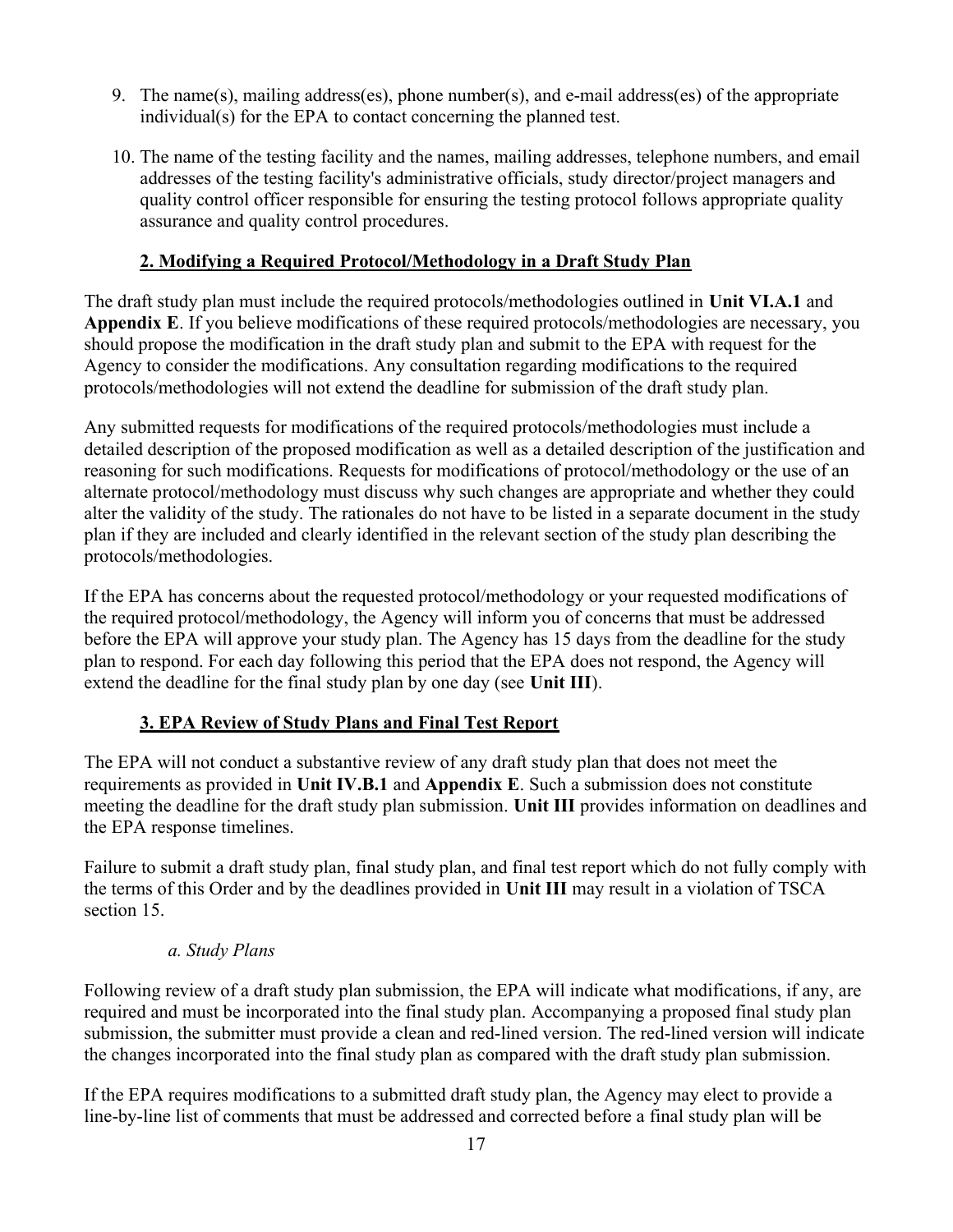9. The name(s), mailing address(es), phone number(s), and e-mail address(es) of the appropriate individual(s) for the EPA to contact concerning the planned test.

10. The name of the testing facility and the names, mailing addresses, telephone numbers, and email addresses of the testing facility's administrative officials, study director/project managers and quality control officer responsible for ensuring the testing protocol follows appropriate quality assurance and quality control procedures.

### 2. Modifying a Required Protocol/Methodology in a Draft Study Plan

The draft study plan must include the required protocols/methodologies outlined in **Unit VI.A.1** and **Appendix E**. If you believe modifications of these required protocols/methodologies are necessary, you should propose the modification in the draft study plan and submit to the EPA with request for the Agency to consider the modifications. Any consultation regarding modifications to the required protocols/methodologies will not extend the deadline for submission of the draft study plan.

Any submitted requests for modifications of the required protocols/methodologies must include a detailed description of the proposed modification as well as a detailed description of the justification and reasoning for such modifications. Requests for modifications of protocol/methodology or the use of an alternate protocol/methodology must discuss why such changes are appropriate and whether they could alter the validity of the study. The rationales do not have to be listed in a separate document in the study plan if they are included and clearly identified in the relevant section of the study plan describing the protocols/methodologies.

If the EPA has concerns about the requested protocol/methodology or your requested modifications of the required protocol/methodology, the Agency will inform you of concerns that must be addressed before the EPA will approve your study plan. The Agency has 15 days from the deadline for the study plan to respond. For each day following this period that the EPA does not respond, the Agency will extend the deadline for the final study plan by one day (see **Unit III**).

### 3. EPA Review of Study Plans and Final Test Report

The EPA will not conduct a substantive review of any draft study plan that does not meet the requirements as provided in **Unit IV.B.1** and **Appendix E**. Such a submission does not constitute meeting the deadline for the draft study plan submission. **Unit III** provides information on deadlines and the EPA response timelines.

Failure to submit a draft study plan, final study plan, and final test report which do not fully comply with the terms of this Order and by the deadlines provided in **Unit III** may result in a violation of TSCA section 15.

#### *a. Study Plans*

Following review of a draft study plan submission, the EPA will indicate what modifications, if any, are required and must be incorporated into the final study plan. Accompanying a proposed final study plan submission, the submitter must provide a clean and red-lined version. The red-lined version will indicate the changes incorporated into the final study plan as compared with the draft study plan submission.

If the EPA requires modifications to a submitted draft study plan, the Agency may elect to provide a line-by-line list of comments that must be addressed and corrected before a final study plan will be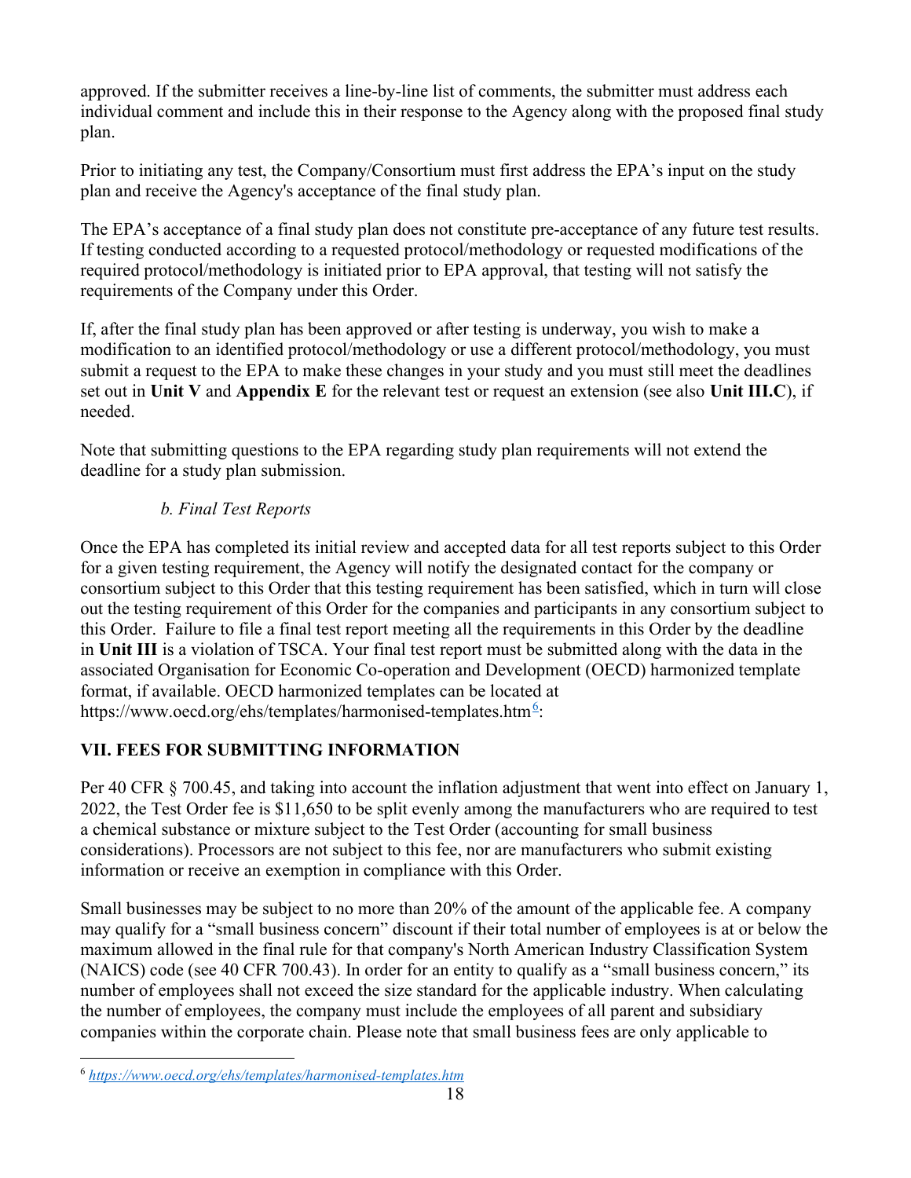approved. If the submitter receives a line-by-line list of comments, the submitter must address each individual comment and include this in their response to the Agency along with the proposed final study plan.

Prior to initiating any test, the Company/Consortium must first address the EPA's input on the study plan and receive the Agency's acceptance of the final study plan.

The EPA's acceptance of a final study plan does not constitute pre-acceptance of any future test results. If testing conducted according to a requested protocol/methodology or requested modifications of the required protocol/methodology is initiated prior to EPA approval, that testing will not satisfy the requirements of the Company under this Order.

If, after the final study plan has been approved or after testing is underway, you wish to make a modification to an identified protocol/methodology or use a different protocol/methodology, you must submit a request to the EPA to make these changes in your study and you must still meet the deadlines set out in **Unit V** and **Appendix E** for the relevant test or request an extension (see also **Unit III.C**), if needed.

Note that submitting questions to the EPA regarding study plan requirements will not extend the deadline for a study plan submission.

*b. Final Test Reports*

Once the EPA has completed its initial review and accepted data for all test reports subject to this Order for a given testing requirement, the Agency will notify the designated contact for the company or consortium subject to this Order that this testing requirement has been satisfied, which in turn will close out the testing requirement of this Order for the companies and participants in any consortium subject to this Order. Failure to file a final test report meeting all the requirements in this Order by the deadline in **Unit III** is a violation of TSCA. Your final test report must be submitted along with the data in the associated Organisation for Economic Co-operation and Development (OECD) harmonized template format, if available. OECD harmonized templates can be located at https://www.oecd.org/ehs/templates/harmonised-templates.htm[6]:

## VII. FEES FOR SUBMITTING INFORMATION

Per 40 CFR § 700.45, and taking into account the inflation adjustment that went into effect on January 1, 2022, the Test Order fee is $11,650 to be split evenly among the manufacturers who are required to test a chemical substance or mixture subject to the Test Order (accounting for small business considerations). Processors are not subject to this fee, nor are manufacturers who submit existing information or receive an exemption in compliance with this Order.

Small businesses may be subject to no more than 20% of the amount of the applicable fee. A company may qualify for a "small business concern" discount if their total number of employees is at or below the maximum allowed in the final rule for that company's North American Industry Classification System (NAICS) code (see 40 CFR 700.43). In order for an entity to qualify as a "small business concern," its number of employees shall not exceed the size standard for the applicable industry. When calculating the number of employees, the company must include the employees of all parent and subsidiary companies within the corporate chain. Please note that small business fees are only applicable to

[6] *https://www.oecd.org/ehs/templates/harmonised-templates.htm*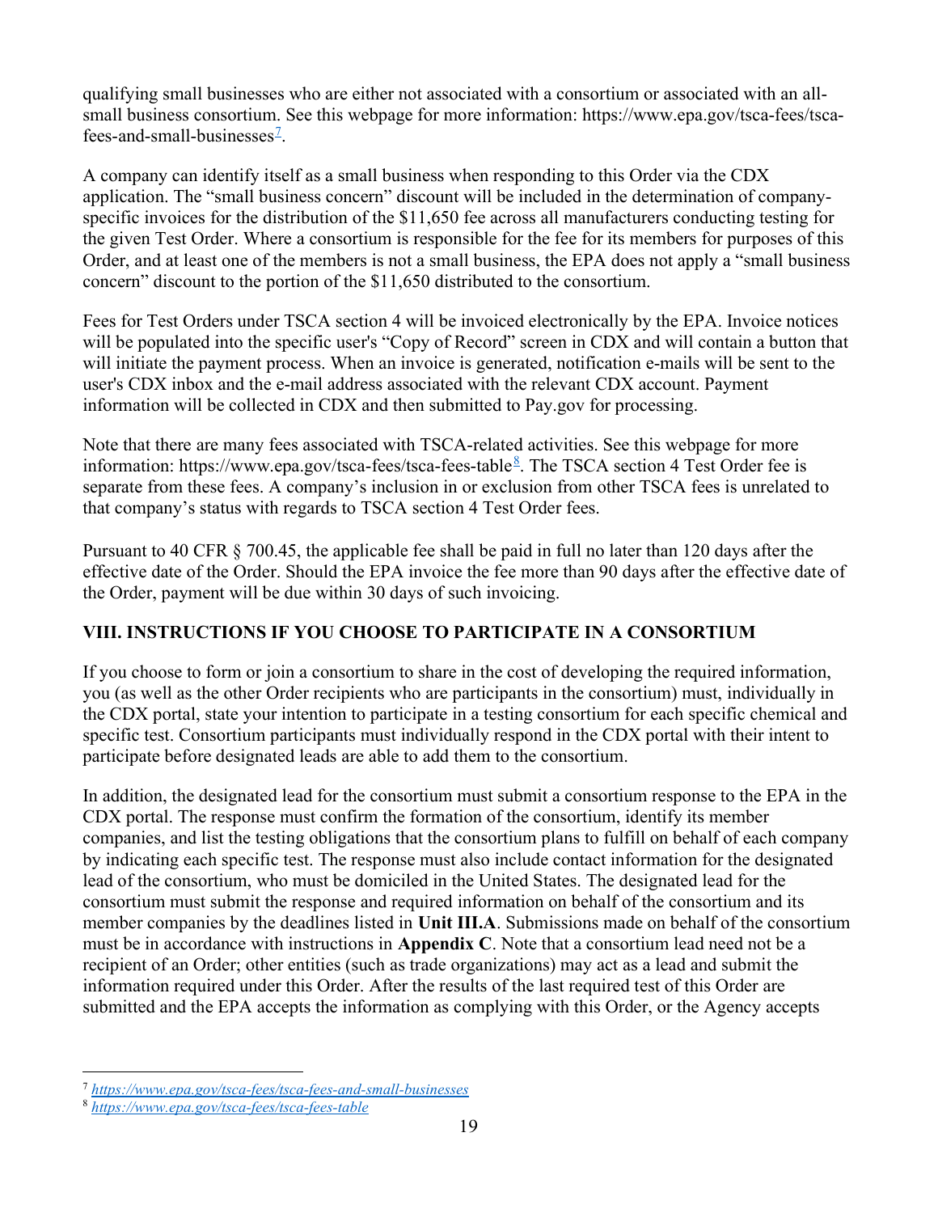qualifying small businesses who are either not associated with a consortium or associated with an all-small business consortium. See this webpage for more information: https://www.epa.gov/tsca-fees/tsca-fees-and-small-businesses[7].

A company can identify itself as a small business when responding to this Order via the CDX application. The "small business concern" discount will be included in the determination of company-specific invoices for the distribution of the $11,650 fee across all manufacturers conducting testing for the given Test Order. Where a consortium is responsible for the fee for its members for purposes of this Order, and at least one of the members is not a small business, the EPA does not apply a "small business concern" discount to the portion of the $11,650 distributed to the consortium.

Fees for Test Orders under TSCA section 4 will be invoiced electronically by the EPA. Invoice notices will be populated into the specific user's "Copy of Record" screen in CDX and will contain a button that will initiate the payment process. When an invoice is generated, notification e-mails will be sent to the user's CDX inbox and the e-mail address associated with the relevant CDX account. Payment information will be collected in CDX and then submitted to Pay.gov for processing.

Note that there are many fees associated with TSCA-related activities. See this webpage for more information: https://www.epa.gov/tsca-fees/tsca-fees-table[8]. The TSCA section 4 Test Order fee is separate from these fees. A company's inclusion in or exclusion from other TSCA fees is unrelated to that company's status with regards to TSCA section 4 Test Order fees.

Pursuant to 40 CFR § 700.45, the applicable fee shall be paid in full no later than 120 days after the effective date of the Order. Should the EPA invoice the fee more than 90 days after the effective date of the Order, payment will be due within 30 days of such invoicing.

## VIII. INSTRUCTIONS IF YOU CHOOSE TO PARTICIPATE IN A CONSORTIUM

If you choose to form or join a consortium to share in the cost of developing the required information, you (as well as the other Order recipients who are participants in the consortium) must, individually in the CDX portal, state your intention to participate in a testing consortium for each specific chemical and specific test. Consortium participants must individually respond in the CDX portal with their intent to participate before designated leads are able to add them to the consortium.

In addition, the designated lead for the consortium must submit a consortium response to the EPA in the CDX portal. The response must confirm the formation of the consortium, identify its member companies, and list the testing obligations that the consortium plans to fulfill on behalf of each company by indicating each specific test. The response must also include contact information for the designated lead of the consortium, who must be domiciled in the United States. The designated lead for the consortium must submit the response and required information on behalf of the consortium and its member companies by the deadlines listed in **Unit III.A**. Submissions made on behalf of the consortium must be in accordance with instructions in **Appendix C**. Note that a consortium lead need not be a recipient of an Order; other entities (such as trade organizations) may act as a lead and submit the information required under this Order. After the results of the last required test of this Order are submitted and the EPA accepts the information as complying with this Order, or the Agency accepts

---

[7] *https://www.epa.gov/tsca-fees/tsca-fees-and-small-businesses*

[8] *https://www.epa.gov/tsca-fees/tsca-fees-table*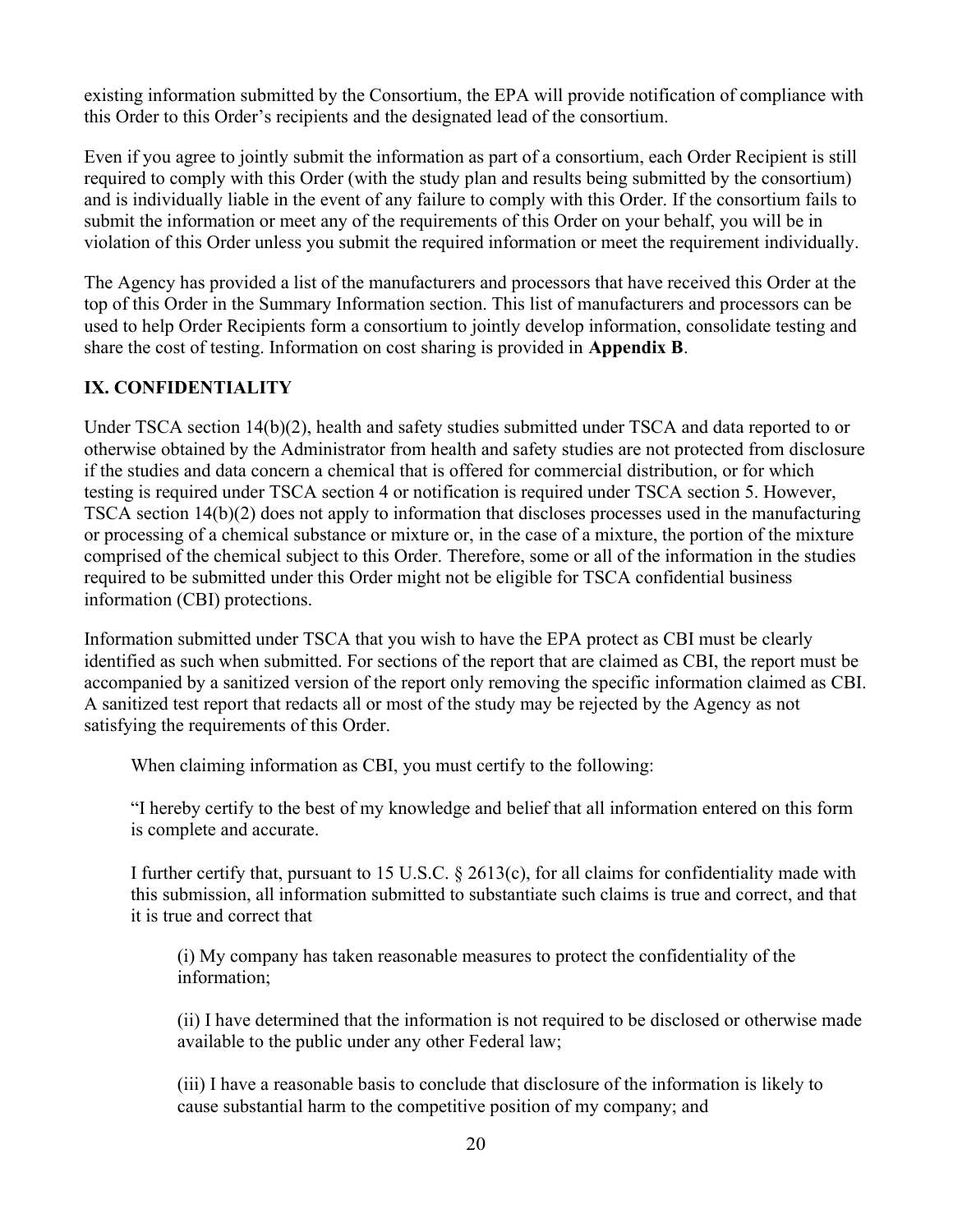existing information submitted by the Consortium, the EPA will provide notification of compliance with this Order to this Order's recipients and the designated lead of the consortium.

Even if you agree to jointly submit the information as part of a consortium, each Order Recipient is still required to comply with this Order (with the study plan and results being submitted by the consortium) and is individually liable in the event of any failure to comply with this Order. If the consortium fails to submit the information or meet any of the requirements of this Order on your behalf, you will be in violation of this Order unless you submit the required information or meet the requirement individually.

The Agency has provided a list of the manufacturers and processors that have received this Order at the top of this Order in the Summary Information section. This list of manufacturers and processors can be used to help Order Recipients form a consortium to jointly develop information, consolidate testing and share the cost of testing. Information on cost sharing is provided in **Appendix B**.

## IX. CONFIDENTIALITY

Under TSCA section 14(b)(2), health and safety studies submitted under TSCA and data reported to or otherwise obtained by the Administrator from health and safety studies are not protected from disclosure if the studies and data concern a chemical that is offered for commercial distribution, or for which testing is required under TSCA section 4 or notification is required under TSCA section 5. However, TSCA section 14(b)(2) does not apply to information that discloses processes used in the manufacturing or processing of a chemical substance or mixture or, in the case of a mixture, the portion of the mixture comprised of the chemical subject to this Order. Therefore, some or all of the information in the studies required to be submitted under this Order might not be eligible for TSCA confidential business information (CBI) protections.

Information submitted under TSCA that you wish to have the EPA protect as CBI must be clearly identified as such when submitted. For sections of the report that are claimed as CBI, the report must be accompanied by a sanitized version of the report only removing the specific information claimed as CBI. A sanitized test report that redacts all or most of the study may be rejected by the Agency as not satisfying the requirements of this Order.

> When claiming information as CBI, you must certify to the following:
>
> "I hereby certify to the best of my knowledge and belief that all information entered on this form is complete and accurate.
>
> I further certify that, pursuant to 15 U.S.C. § 2613(c), for all claims for confidentiality made with this submission, all information submitted to substantiate such claims is true and correct, and that it is true and correct that
>
> > (i) My company has taken reasonable measures to protect the confidentiality of the information;
> >
> > (ii) I have determined that the information is not required to be disclosed or otherwise made available to the public under any other Federal law;
> >
> > (iii) I have a reasonable basis to conclude that disclosure of the information is likely to cause substantial harm to the competitive position of my company; and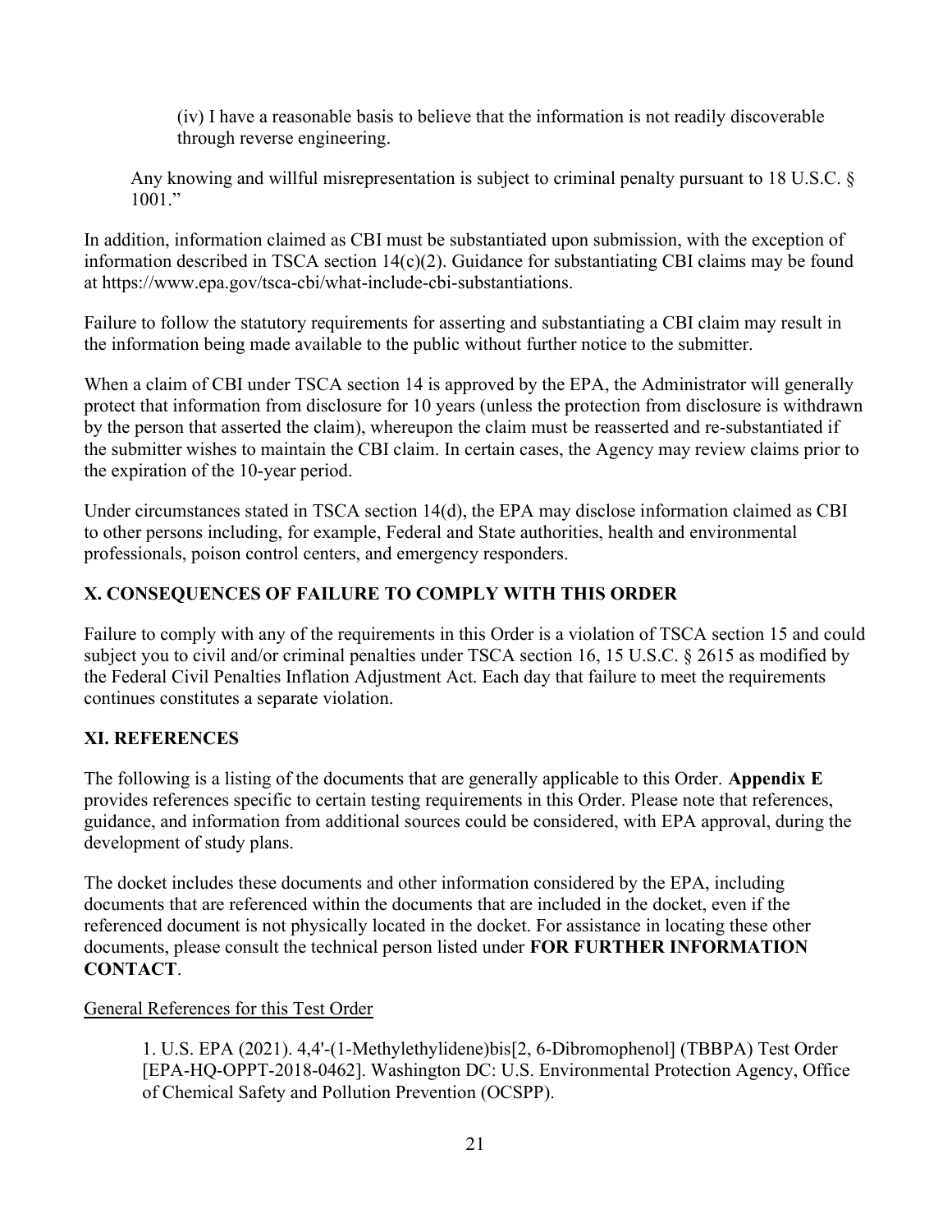(iv) I have a reasonable basis to believe that the information is not readily discoverable through reverse engineering.

Any knowing and willful misrepresentation is subject to criminal penalty pursuant to 18 U.S.C. § 1001."

In addition, information claimed as CBI must be substantiated upon submission, with the exception of information described in TSCA section 14(c)(2). Guidance for substantiating CBI claims may be found at https://www.epa.gov/tsca-cbi/what-include-cbi-substantiations.

Failure to follow the statutory requirements for asserting and substantiating a CBI claim may result in the information being made available to the public without further notice to the submitter.

When a claim of CBI under TSCA section 14 is approved by the EPA, the Administrator will generally protect that information from disclosure for 10 years (unless the protection from disclosure is withdrawn by the person that asserted the claim), whereupon the claim must be reasserted and re-substantiated if the submitter wishes to maintain the CBI claim. In certain cases, the Agency may review claims prior to the expiration of the 10-year period.

Under circumstances stated in TSCA section 14(d), the EPA may disclose information claimed as CBI to other persons including, for example, Federal and State authorities, health and environmental professionals, poison control centers, and emergency responders.

## X. CONSEQUENCES OF FAILURE TO COMPLY WITH THIS ORDER

Failure to comply with any of the requirements in this Order is a violation of TSCA section 15 and could subject you to civil and/or criminal penalties under TSCA section 16, 15 U.S.C. § 2615 as modified by the Federal Civil Penalties Inflation Adjustment Act. Each day that failure to meet the requirements continues constitutes a separate violation.

## XI. REFERENCES

The following is a listing of the documents that are generally applicable to this Order. **Appendix E** provides references specific to certain testing requirements in this Order. Please note that references, guidance, and information from additional sources could be considered, with EPA approval, during the development of study plans.

The docket includes these documents and other information considered by the EPA, including documents that are referenced within the documents that are included in the docket, even if the referenced document is not physically located in the docket. For assistance in locating these other documents, please consult the technical person listed under **FOR FURTHER INFORMATION CONTACT**.

General References for this Test Order

1. U.S. EPA (2021). 4,4'-(1-Methylethylidene)bis[2, 6-Dibromophenol] (TBBPA) Test Order [EPA-HQ-OPPT-2018-0462]. Washington DC: U.S. Environmental Protection Agency, Office of Chemical Safety and Pollution Prevention (OCSPP).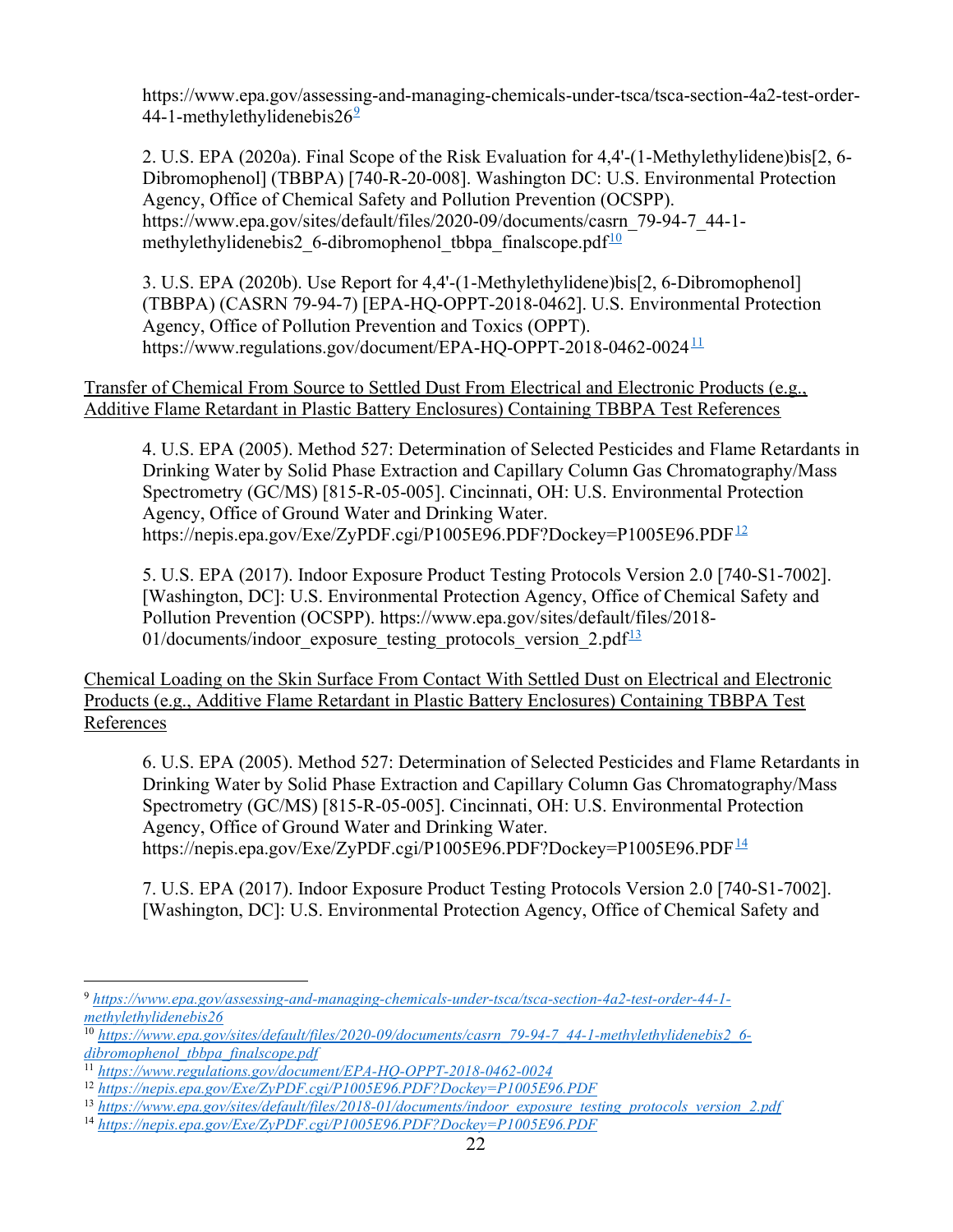https://www.epa.gov/assessing-and-managing-chemicals-under-tsca/tsca-section-4a2-test-order-44-1-methylethylidenebis26[9]

2. U.S. EPA (2020a). Final Scope of the Risk Evaluation for 4,4'-(1-Methylethylidene)bis[2, 6-Dibromophenol] (TBBPA) [740-R-20-008]. Washington DC: U.S. Environmental Protection Agency, Office of Chemical Safety and Pollution Prevention (OCSPP). https://www.epa.gov/sites/default/files/2020-09/documents/casrn_79-94-7_44-1-methylethylidenebis2_6-dibromophenol_tbbpa_finalscope.pdf[10]

3. U.S. EPA (2020b). Use Report for 4,4'-(1-Methylethylidene)bis[2, 6-Dibromophenol] (TBBPA) (CASRN 79-94-7) [EPA-HQ-OPPT-2018-0462]. U.S. Environmental Protection Agency, Office of Pollution Prevention and Toxics (OPPT). https://www.regulations.gov/document/EPA-HQ-OPPT-2018-0462-0024[11]

Transfer of Chemical From Source to Settled Dust From Electrical and Electronic Products (e.g., Additive Flame Retardant in Plastic Battery Enclosures) Containing TBBPA Test References

4. U.S. EPA (2005). Method 527: Determination of Selected Pesticides and Flame Retardants in Drinking Water by Solid Phase Extraction and Capillary Column Gas Chromatography/Mass Spectrometry (GC/MS) [815-R-05-005]. Cincinnati, OH: U.S. Environmental Protection Agency, Office of Ground Water and Drinking Water. https://nepis.epa.gov/Exe/ZyPDF.cgi/P1005E96.PDF?Dockey=P1005E96.PDF[12]

5. U.S. EPA (2017). Indoor Exposure Product Testing Protocols Version 2.0 [740-S1-7002]. [Washington, DC]: U.S. Environmental Protection Agency, Office of Chemical Safety and Pollution Prevention (OCSPP). https://www.epa.gov/sites/default/files/2018-01/documents/indoor_exposure_testing_protocols_version_2.pdf[13]

Chemical Loading on the Skin Surface From Contact With Settled Dust on Electrical and Electronic Products (e.g., Additive Flame Retardant in Plastic Battery Enclosures) Containing TBBPA Test References

6. U.S. EPA (2005). Method 527: Determination of Selected Pesticides and Flame Retardants in Drinking Water by Solid Phase Extraction and Capillary Column Gas Chromatography/Mass Spectrometry (GC/MS) [815-R-05-005]. Cincinnati, OH: U.S. Environmental Protection Agency, Office of Ground Water and Drinking Water. https://nepis.epa.gov/Exe/ZyPDF.cgi/P1005E96.PDF?Dockey=P1005E96.PDF[14]

7. U.S. EPA (2017). Indoor Exposure Product Testing Protocols Version 2.0 [740-S1-7002]. [Washington, DC]: U.S. Environmental Protection Agency, Office of Chemical Safety and

---

[9] *https://www.epa.gov/assessing-and-managing-chemicals-under-tsca/tsca-section-4a2-test-order-44-1-methylethylidenebis26*

[10] *https://www.epa.gov/sites/default/files/2020-09/documents/casrn_79-94-7_44-1-methylethylidenebis2_6-dibromophenol_tbbpa_finalscope.pdf*

[11] *https://www.regulations.gov/document/EPA-HQ-OPPT-2018-0462-0024*

[12] *https://nepis.epa.gov/Exe/ZyPDF.cgi/P1005E96.PDF?Dockey=P1005E96.PDF*

[13] *https://www.epa.gov/sites/default/files/2018-01/documents/indoor_exposure_testing_protocols_version_2.pdf*

[14] *https://nepis.epa.gov/Exe/ZyPDF.cgi/P1005E96.PDF?Dockey=P1005E96.PDF*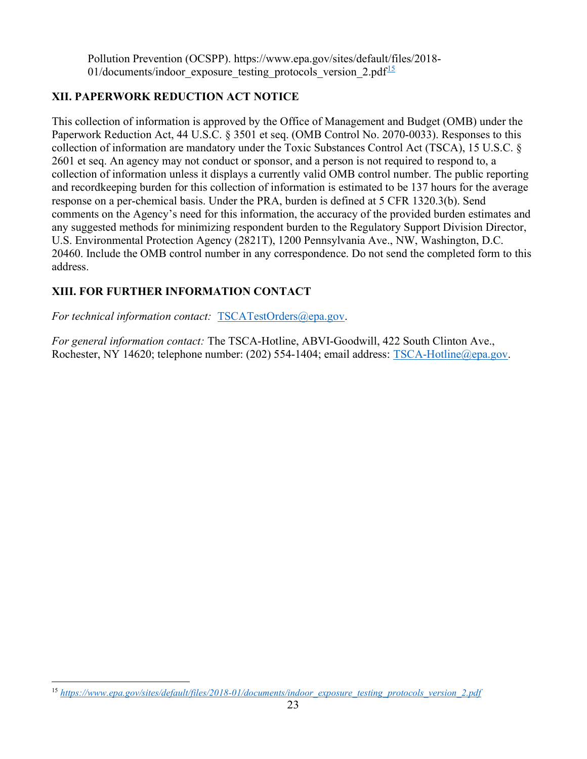Pollution Prevention (OCSPP). https://www.epa.gov/sites/default/files/2018-01/documents/indoor_exposure_testing_protocols_version_2.pdf[15]

## XII. PAPERWORK REDUCTION ACT NOTICE

This collection of information is approved by the Office of Management and Budget (OMB) under the Paperwork Reduction Act, 44 U.S.C. § 3501 et seq. (OMB Control No. 2070-0033). Responses to this collection of information are mandatory under the Toxic Substances Control Act (TSCA), 15 U.S.C. § 2601 et seq. An agency may not conduct or sponsor, and a person is not required to respond to, a collection of information unless it displays a currently valid OMB control number. The public reporting and recordkeeping burden for this collection of information is estimated to be 137 hours for the average response on a per-chemical basis. Under the PRA, burden is defined at 5 CFR 1320.3(b). Send comments on the Agency's need for this information, the accuracy of the provided burden estimates and any suggested methods for minimizing respondent burden to the Regulatory Support Division Director, U.S. Environmental Protection Agency (2821T), 1200 Pennsylvania Ave., NW, Washington, D.C. 20460. Include the OMB control number in any correspondence. Do not send the completed form to this address.

## XIII. FOR FURTHER INFORMATION CONTACT

*For technical information contact:* TSCATestOrders@epa.gov.

*For general information contact:* The TSCA-Hotline, ABVI-Goodwill, 422 South Clinton Ave., Rochester, NY 14620; telephone number: (202) 554-1404; email address: TSCA-Hotline@epa.gov.

---

[15] *https://www.epa.gov/sites/default/files/2018-01/documents/indoor_exposure_testing_protocols_version_2.pdf*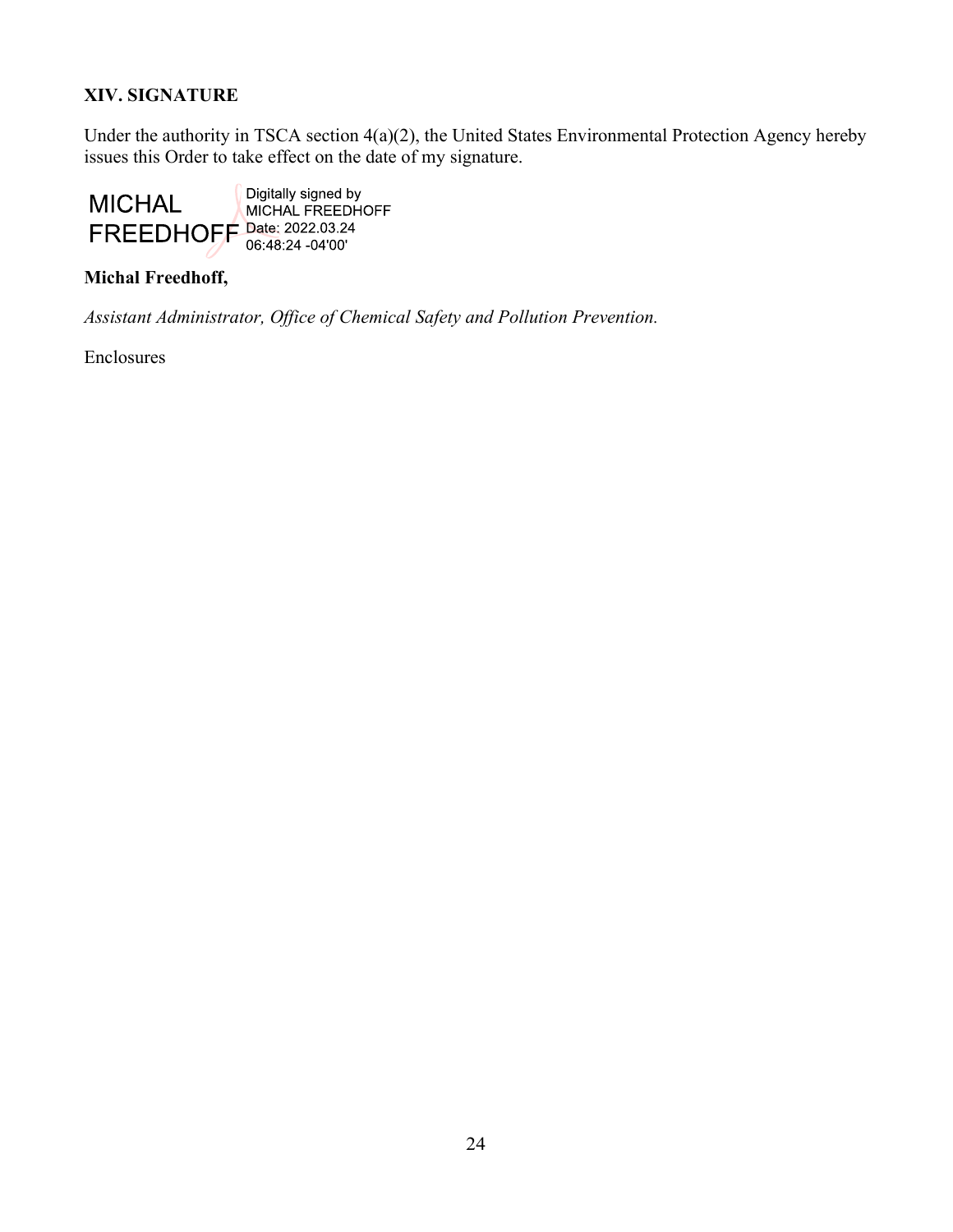## XIV. SIGNATURE

Under the authority in TSCA section 4(a)(2), the United States Environmental Protection Agency hereby issues this Order to take effect on the date of my signature.

MICHAL FREEDHOFF Digitally signed by MICHAL FREEDHOFF Date: 2022.03.24 06:48:24 -04'00'

**Michal Freedhoff,**

*Assistant Administrator, Office of Chemical Safety and Pollution Prevention.*

Enclosures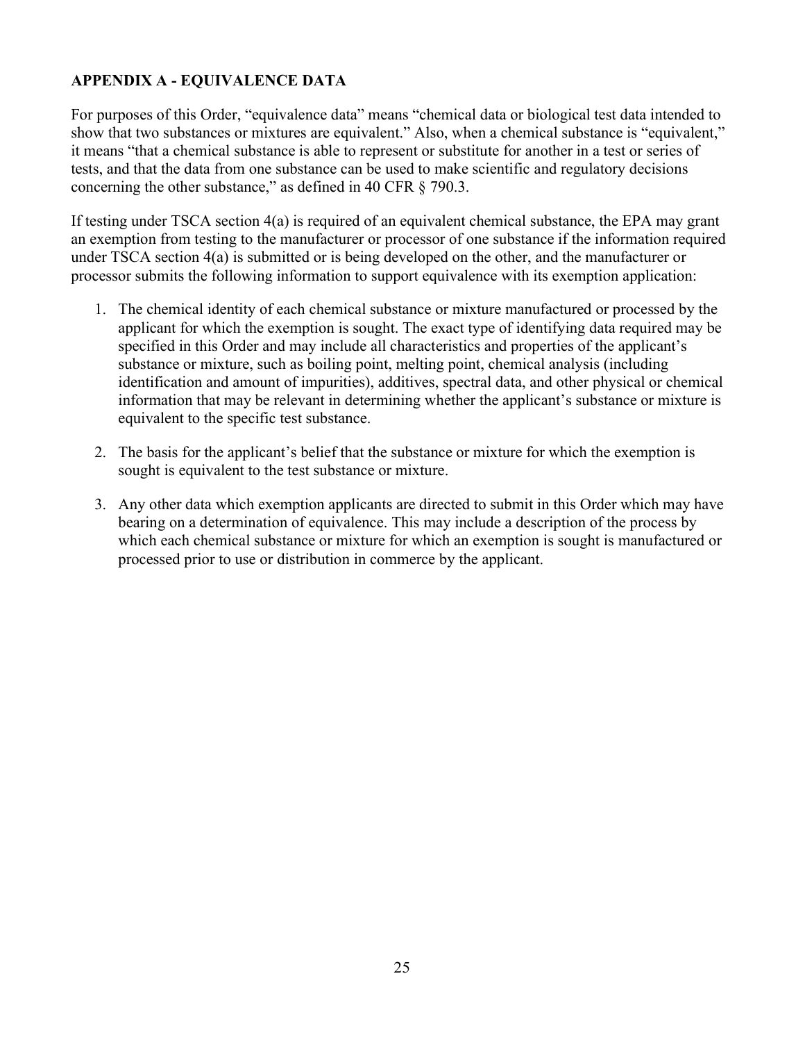## APPENDIX A - EQUIVALENCE DATA

For purposes of this Order, "equivalence data" means "chemical data or biological test data intended to show that two substances or mixtures are equivalent." Also, when a chemical substance is "equivalent," it means "that a chemical substance is able to represent or substitute for another in a test or series of tests, and that the data from one substance can be used to make scientific and regulatory decisions concerning the other substance," as defined in 40 CFR § 790.3.

If testing under TSCA section 4(a) is required of an equivalent chemical substance, the EPA may grant an exemption from testing to the manufacturer or processor of one substance if the information required under TSCA section 4(a) is submitted or is being developed on the other, and the manufacturer or processor submits the following information to support equivalence with its exemption application:

1. The chemical identity of each chemical substance or mixture manufactured or processed by the applicant for which the exemption is sought. The exact type of identifying data required may be specified in this Order and may include all characteristics and properties of the applicant's substance or mixture, such as boiling point, melting point, chemical analysis (including identification and amount of impurities), additives, spectral data, and other physical or chemical information that may be relevant in determining whether the applicant's substance or mixture is equivalent to the specific test substance.

2. The basis for the applicant's belief that the substance or mixture for which the exemption is sought is equivalent to the test substance or mixture.

3. Any other data which exemption applicants are directed to submit in this Order which may have bearing on a determination of equivalence. This may include a description of the process by which each chemical substance or mixture for which an exemption is sought is manufactured or processed prior to use or distribution in commerce by the applicant.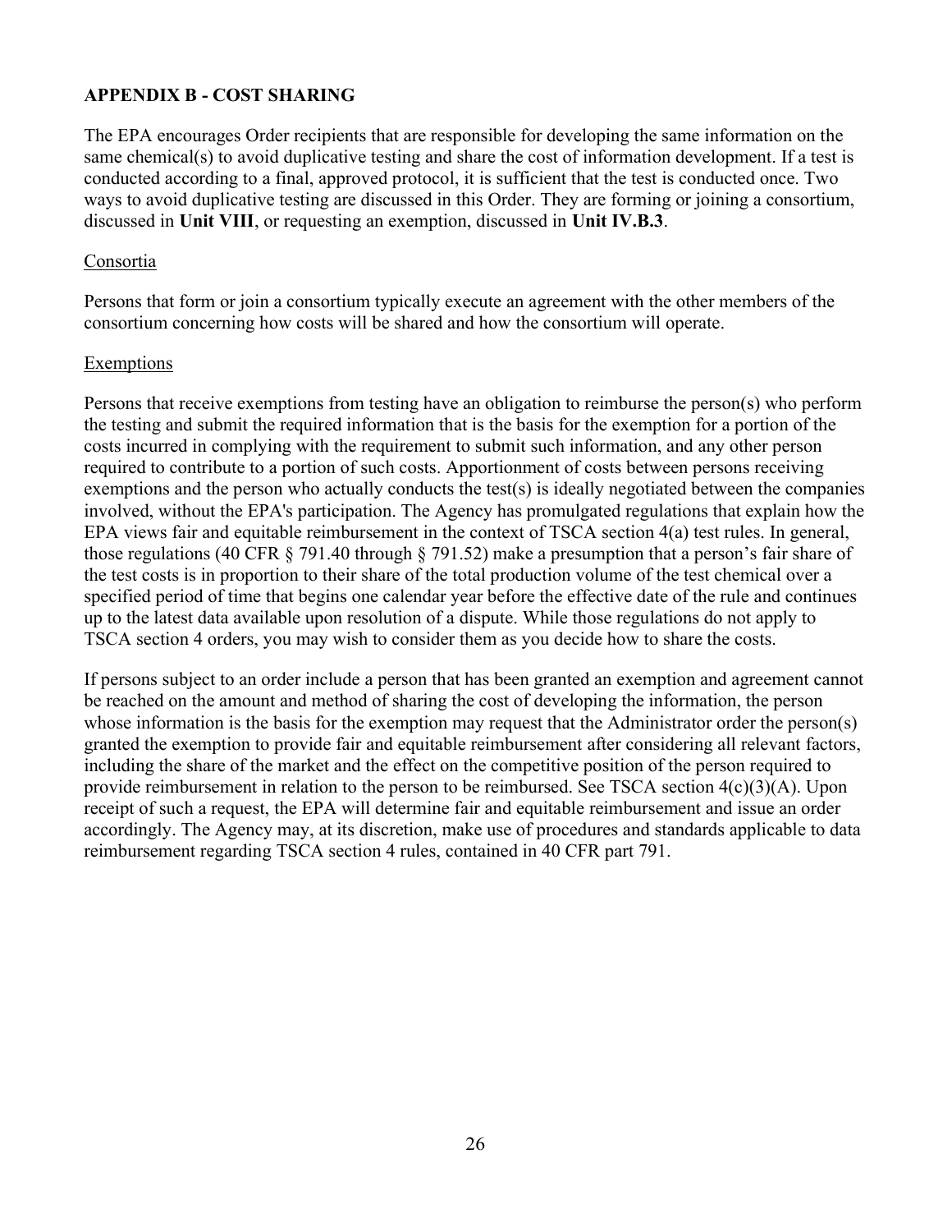## APPENDIX B - COST SHARING

The EPA encourages Order recipients that are responsible for developing the same information on the same chemical(s) to avoid duplicative testing and share the cost of information development. If a test is conducted according to a final, approved protocol, it is sufficient that the test is conducted once. Two ways to avoid duplicative testing are discussed in this Order. They are forming or joining a consortium, discussed in **Unit VIII**, or requesting an exemption, discussed in **Unit IV.B.3**.

### Consortia

Persons that form or join a consortium typically execute an agreement with the other members of the consortium concerning how costs will be shared and how the consortium will operate.

### Exemptions

Persons that receive exemptions from testing have an obligation to reimburse the person(s) who perform the testing and submit the required information that is the basis for the exemption for a portion of the costs incurred in complying with the requirement to submit such information, and any other person required to contribute to a portion of such costs. Apportionment of costs between persons receiving exemptions and the person who actually conducts the test(s) is ideally negotiated between the companies involved, without the EPA's participation. The Agency has promulgated regulations that explain how the EPA views fair and equitable reimbursement in the context of TSCA section 4(a) test rules. In general, those regulations (40 CFR § 791.40 through § 791.52) make a presumption that a person's fair share of the test costs is in proportion to their share of the total production volume of the test chemical over a specified period of time that begins one calendar year before the effective date of the rule and continues up to the latest data available upon resolution of a dispute. While those regulations do not apply to TSCA section 4 orders, you may wish to consider them as you decide how to share the costs.

If persons subject to an order include a person that has been granted an exemption and agreement cannot be reached on the amount and method of sharing the cost of developing the information, the person whose information is the basis for the exemption may request that the Administrator order the person(s) granted the exemption to provide fair and equitable reimbursement after considering all relevant factors, including the share of the market and the effect on the competitive position of the person required to provide reimbursement in relation to the person to be reimbursed. See TSCA section 4(c)(3)(A). Upon receipt of such a request, the EPA will determine fair and equitable reimbursement and issue an order accordingly. The Agency may, at its discretion, make use of procedures and standards applicable to data reimbursement regarding TSCA section 4 rules, contained in 40 CFR part 791.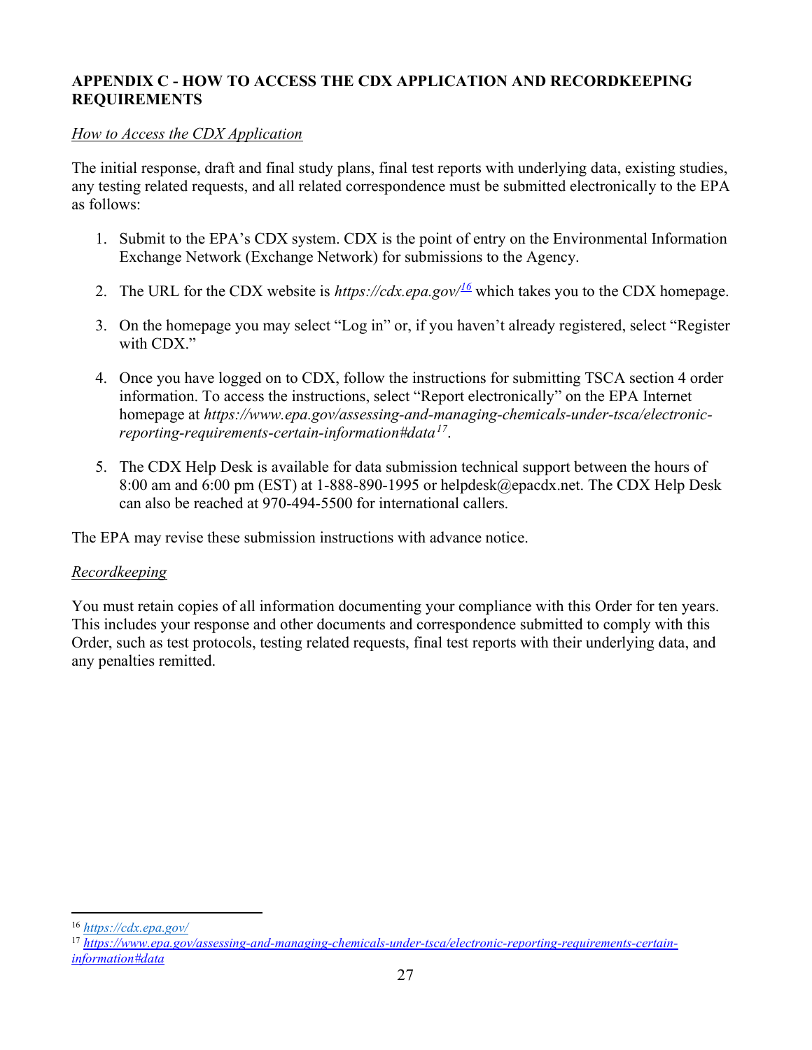**APPENDIX C - HOW TO ACCESS THE CDX APPLICATION AND RECORDKEEPING REQUIREMENTS**

*How to Access the CDX Application*

The initial response, draft and final study plans, final test reports with underlying data, existing studies, any testing related requests, and all related correspondence must be submitted electronically to the EPA as follows:

1. Submit to the EPA's CDX system. CDX is the point of entry on the Environmental Information Exchange Network (Exchange Network) for submissions to the Agency.

2. The URL for the CDX website is *https://cdx.epa.gov/*[16] which takes you to the CDX homepage.

3. On the homepage you may select "Log in" or, if you haven't already registered, select "Register with CDX."

4. Once you have logged on to CDX, follow the instructions for submitting TSCA section 4 order information. To access the instructions, select "Report electronically" on the EPA Internet homepage at *https://www.epa.gov/assessing-and-managing-chemicals-under-tsca/electronic-reporting-requirements-certain-information#data*[17].

5. The CDX Help Desk is available for data submission technical support between the hours of 8:00 am and 6:00 pm (EST) at 1-888-890-1995 or helpdesk@epacdx.net. The CDX Help Desk can also be reached at 970-494-5500 for international callers.

The EPA may revise these submission instructions with advance notice.

*Recordkeeping*

You must retain copies of all information documenting your compliance with this Order for ten years. This includes your response and other documents and correspondence submitted to comply with this Order, such as test protocols, testing related requests, final test reports with their underlying data, and any penalties remitted.

---

[16] https://cdx.epa.gov/

[17] https://www.epa.gov/assessing-and-managing-chemicals-under-tsca/electronic-reporting-requirements-certain-information#data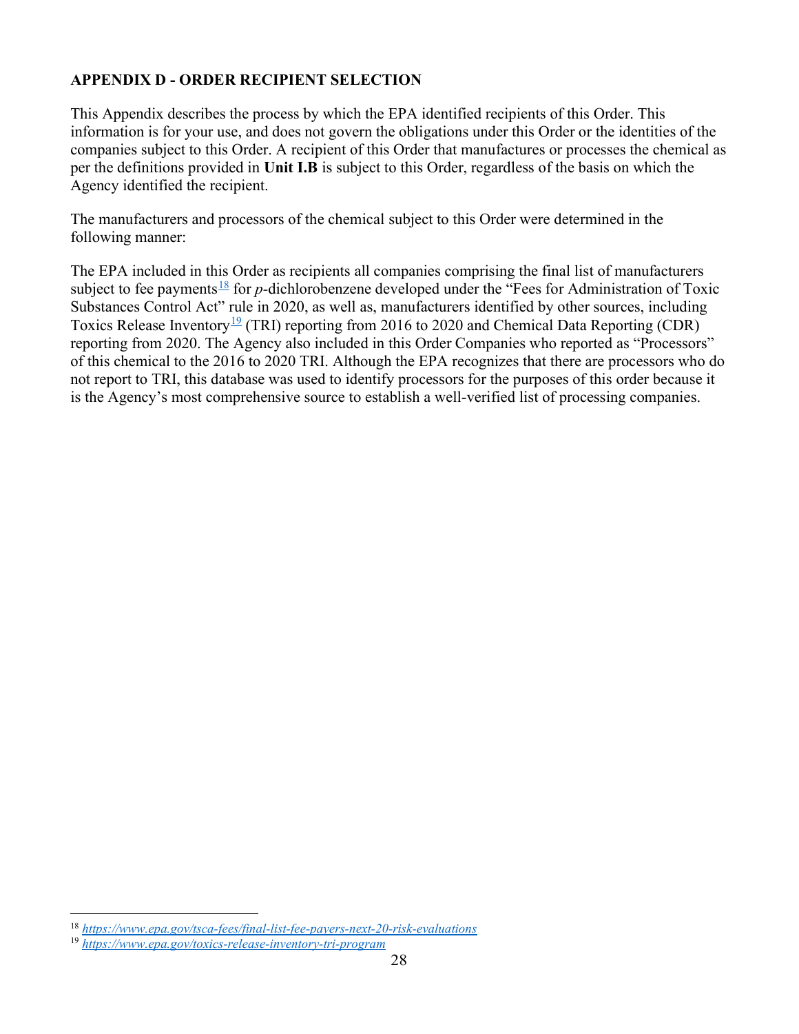## APPENDIX D - ORDER RECIPIENT SELECTION

This Appendix describes the process by which the EPA identified recipients of this Order. This information is for your use, and does not govern the obligations under this Order or the identities of the companies subject to this Order. A recipient of this Order that manufactures or processes the chemical as per the definitions provided in **Unit I.B** is subject to this Order, regardless of the basis on which the Agency identified the recipient.

The manufacturers and processors of the chemical subject to this Order were determined in the following manner:

The EPA included in this Order as recipients all companies comprising the final list of manufacturers subject to fee payments[18] for *p*-dichlorobenzene developed under the "Fees for Administration of Toxic Substances Control Act" rule in 2020, as well as, manufacturers identified by other sources, including Toxics Release Inventory[19] (TRI) reporting from 2016 to 2020 and Chemical Data Reporting (CDR) reporting from 2020. The Agency also included in this Order Companies who reported as "Processors" of this chemical to the 2016 to 2020 TRI. Although the EPA recognizes that there are processors who do not report to TRI, this database was used to identify processors for the purposes of this order because it is the Agency's most comprehensive source to establish a well-verified list of processing companies.

---

[18] *https://www.epa.gov/tsca-fees/final-list-fee-payers-next-20-risk-evaluations*

[19] *https://www.epa.gov/toxics-release-inventory-tri-program*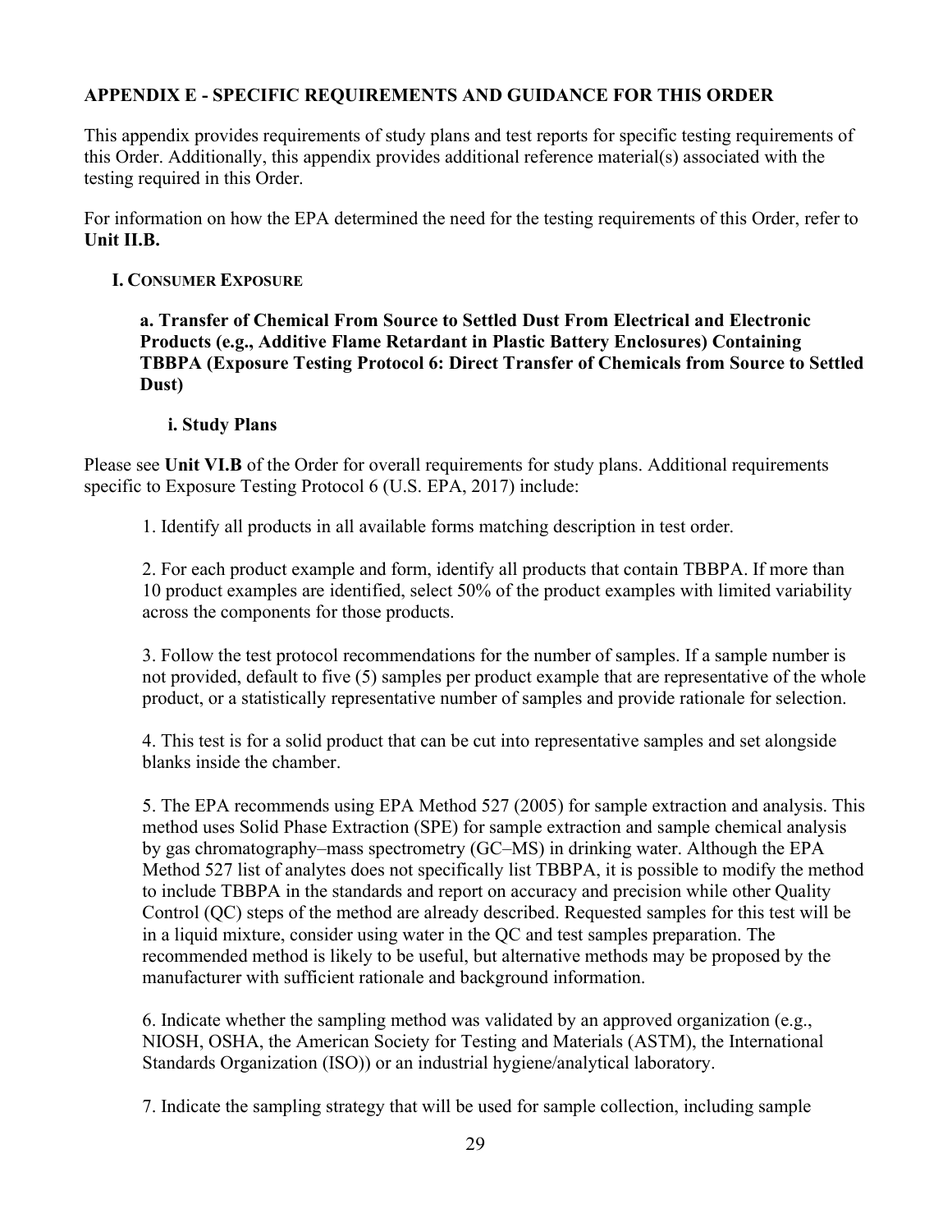## APPENDIX E - SPECIFIC REQUIREMENTS AND GUIDANCE FOR THIS ORDER

This appendix provides requirements of study plans and test reports for specific testing requirements of this Order. Additionally, this appendix provides additional reference material(s) associated with the testing required in this Order.

For information on how the EPA determined the need for the testing requirements of this Order, refer to **Unit II.B.**

### I. Consumer Exposure

#### a. Transfer of Chemical From Source to Settled Dust From Electrical and Electronic Products (e.g., Additive Flame Retardant in Plastic Battery Enclosures) Containing TBBPA (Exposure Testing Protocol 6: Direct Transfer of Chemicals from Source to Settled Dust)

##### i. Study Plans

Please see **Unit VI.B** of the Order for overall requirements for study plans. Additional requirements specific to Exposure Testing Protocol 6 (U.S. EPA, 2017) include:

1. Identify all products in all available forms matching description in test order.

2. For each product example and form, identify all products that contain TBBPA. If more than 10 product examples are identified, select 50% of the product examples with limited variability across the components for those products.

3. Follow the test protocol recommendations for the number of samples. If a sample number is not provided, default to five (5) samples per product example that are representative of the whole product, or a statistically representative number of samples and provide rationale for selection.

4. This test is for a solid product that can be cut into representative samples and set alongside blanks inside the chamber.

5. The EPA recommends using EPA Method 527 (2005) for sample extraction and analysis. This method uses Solid Phase Extraction (SPE) for sample extraction and sample chemical analysis by gas chromatography–mass spectrometry (GC–MS) in drinking water. Although the EPA Method 527 list of analytes does not specifically list TBBPA, it is possible to modify the method to include TBBPA in the standards and report on accuracy and precision while other Quality Control (QC) steps of the method are already described. Requested samples for this test will be in a liquid mixture, consider using water in the QC and test samples preparation. The recommended method is likely to be useful, but alternative methods may be proposed by the manufacturer with sufficient rationale and background information.

6. Indicate whether the sampling method was validated by an approved organization (e.g., NIOSH, OSHA, the American Society for Testing and Materials (ASTM), the International Standards Organization (ISO)) or an industrial hygiene/analytical laboratory.

7. Indicate the sampling strategy that will be used for sample collection, including sample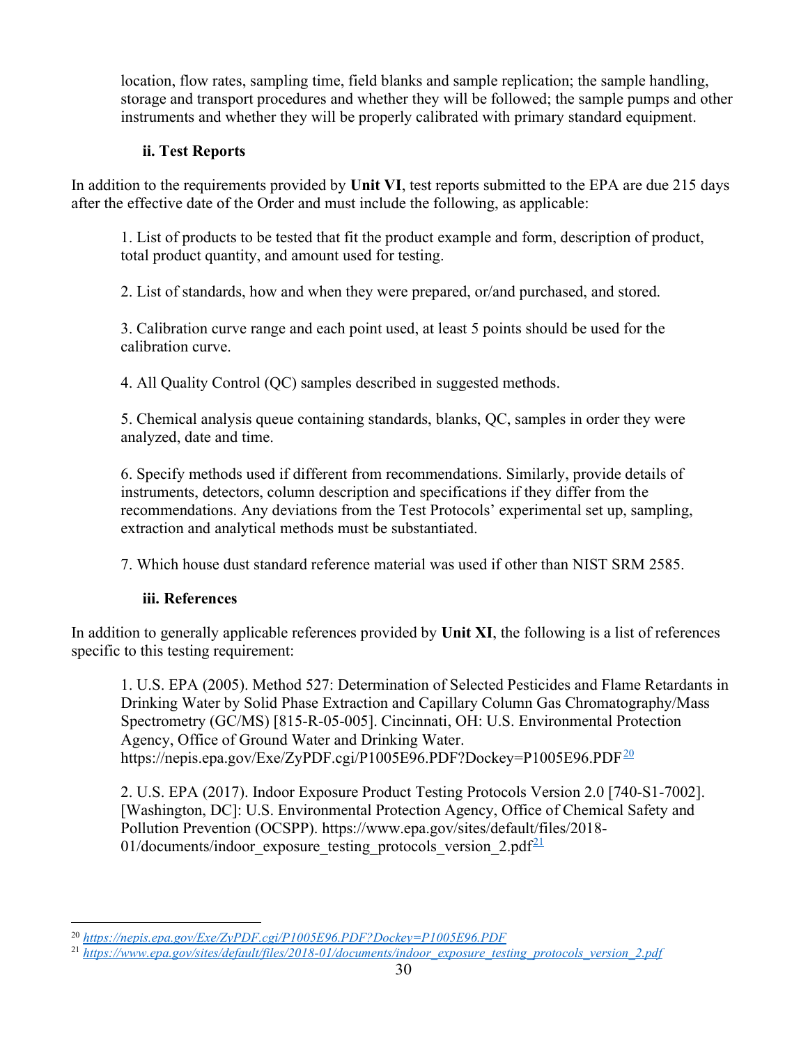location, flow rates, sampling time, field blanks and sample replication; the sample handling, storage and transport procedures and whether they will be followed; the sample pumps and other instruments and whether they will be properly calibrated with primary standard equipment.

#### ii. Test Reports

In addition to the requirements provided by **Unit VI**, test reports submitted to the EPA are due 215 days after the effective date of the Order and must include the following, as applicable:

1. List of products to be tested that fit the product example and form, description of product, total product quantity, and amount used for testing.

2. List of standards, how and when they were prepared, or/and purchased, and stored.

3. Calibration curve range and each point used, at least 5 points should be used for the calibration curve.

4. All Quality Control (QC) samples described in suggested methods.

5. Chemical analysis queue containing standards, blanks, QC, samples in order they were analyzed, date and time.

6. Specify methods used if different from recommendations. Similarly, provide details of instruments, detectors, column description and specifications if they differ from the recommendations. Any deviations from the Test Protocols' experimental set up, sampling, extraction and analytical methods must be substantiated.

7. Which house dust standard reference material was used if other than NIST SRM 2585.

#### iii. References

In addition to generally applicable references provided by **Unit XI**, the following is a list of references specific to this testing requirement:

1. U.S. EPA (2005). Method 527: Determination of Selected Pesticides and Flame Retardants in Drinking Water by Solid Phase Extraction and Capillary Column Gas Chromatography/Mass Spectrometry (GC/MS) [815-R-05-005]. Cincinnati, OH: U.S. Environmental Protection Agency, Office of Ground Water and Drinking Water. https://nepis.epa.gov/Exe/ZyPDF.cgi/P1005E96.PDF?Dockey=P1005E96.PDF[20]

2. U.S. EPA (2017). Indoor Exposure Product Testing Protocols Version 2.0 [740-S1-7002]. [Washington, DC]: U.S. Environmental Protection Agency, Office of Chemical Safety and Pollution Prevention (OCSPP). https://www.epa.gov/sites/default/files/2018-01/documents/indoor_exposure_testing_protocols_version_2.pdf[21]

---

[20] https://nepis.epa.gov/Exe/ZyPDF.cgi/P1005E96.PDF?Dockey=P1005E96.PDF

[21] https://www.epa.gov/sites/default/files/2018-01/documents/indoor_exposure_testing_protocols_version_2.pdf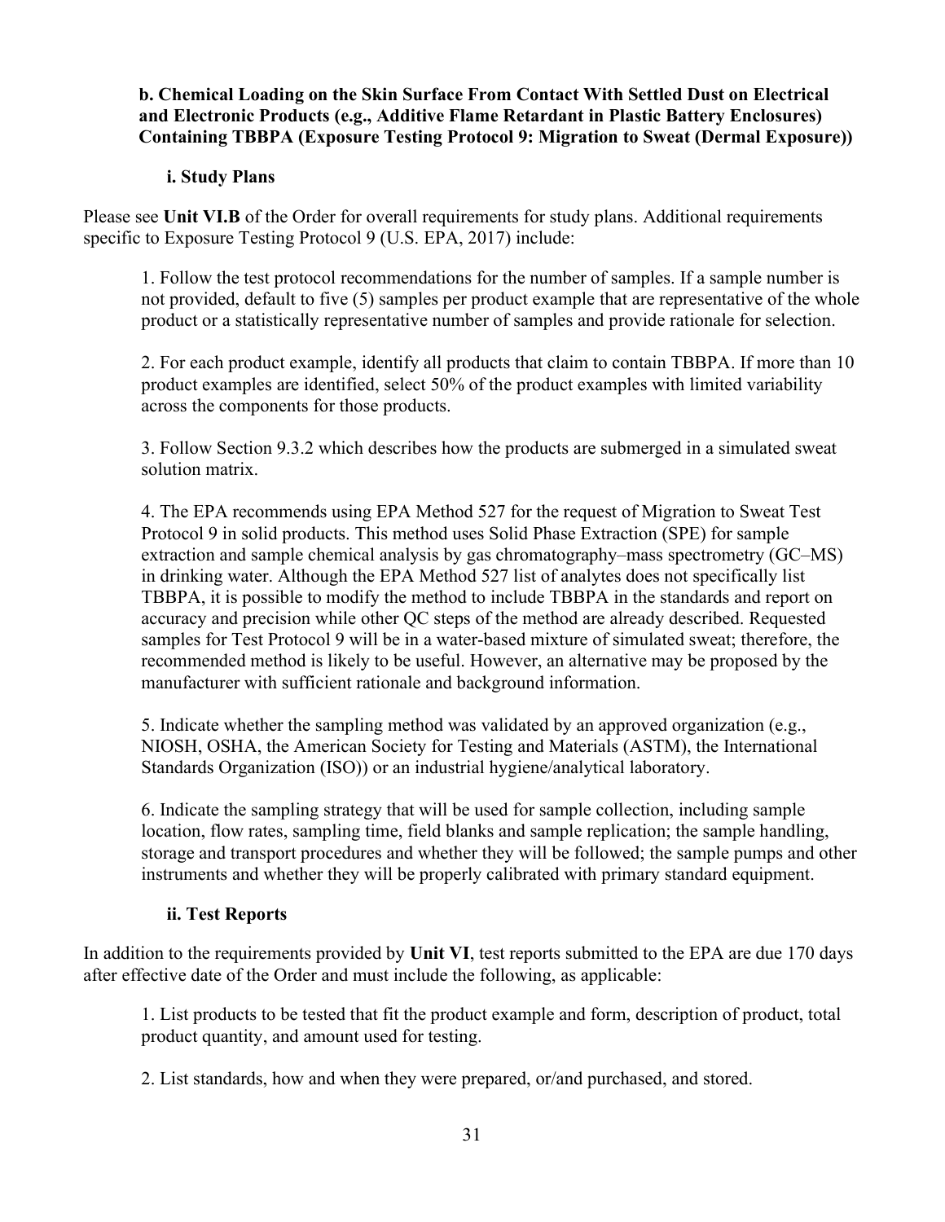**b. Chemical Loading on the Skin Surface From Contact With Settled Dust on Electrical and Electronic Products (e.g., Additive Flame Retardant in Plastic Battery Enclosures) Containing TBBPA (Exposure Testing Protocol 9: Migration to Sweat (Dermal Exposure))**

**i. Study Plans**

Please see **Unit VI.B** of the Order for overall requirements for study plans. Additional requirements specific to Exposure Testing Protocol 9 (U.S. EPA, 2017) include:

1. Follow the test protocol recommendations for the number of samples. If a sample number is not provided, default to five (5) samples per product example that are representative of the whole product or a statistically representative number of samples and provide rationale for selection.

2. For each product example, identify all products that claim to contain TBBPA. If more than 10 product examples are identified, select 50% of the product examples with limited variability across the components for those products.

3. Follow Section 9.3.2 which describes how the products are submerged in a simulated sweat solution matrix.

4. The EPA recommends using EPA Method 527 for the request of Migration to Sweat Test Protocol 9 in solid products. This method uses Solid Phase Extraction (SPE) for sample extraction and sample chemical analysis by gas chromatography–mass spectrometry (GC–MS) in drinking water. Although the EPA Method 527 list of analytes does not specifically list TBBPA, it is possible to modify the method to include TBBPA in the standards and report on accuracy and precision while other QC steps of the method are already described. Requested samples for Test Protocol 9 will be in a water-based mixture of simulated sweat; therefore, the recommended method is likely to be useful. However, an alternative may be proposed by the manufacturer with sufficient rationale and background information.

5. Indicate whether the sampling method was validated by an approved organization (e.g., NIOSH, OSHA, the American Society for Testing and Materials (ASTM), the International Standards Organization (ISO)) or an industrial hygiene/analytical laboratory.

6. Indicate the sampling strategy that will be used for sample collection, including sample location, flow rates, sampling time, field blanks and sample replication; the sample handling, storage and transport procedures and whether they will be followed; the sample pumps and other instruments and whether they will be properly calibrated with primary standard equipment.

**ii. Test Reports**

In addition to the requirements provided by **Unit VI**, test reports submitted to the EPA are due 170 days after effective date of the Order and must include the following, as applicable:

1. List products to be tested that fit the product example and form, description of product, total product quantity, and amount used for testing.

2. List standards, how and when they were prepared, or/and purchased, and stored.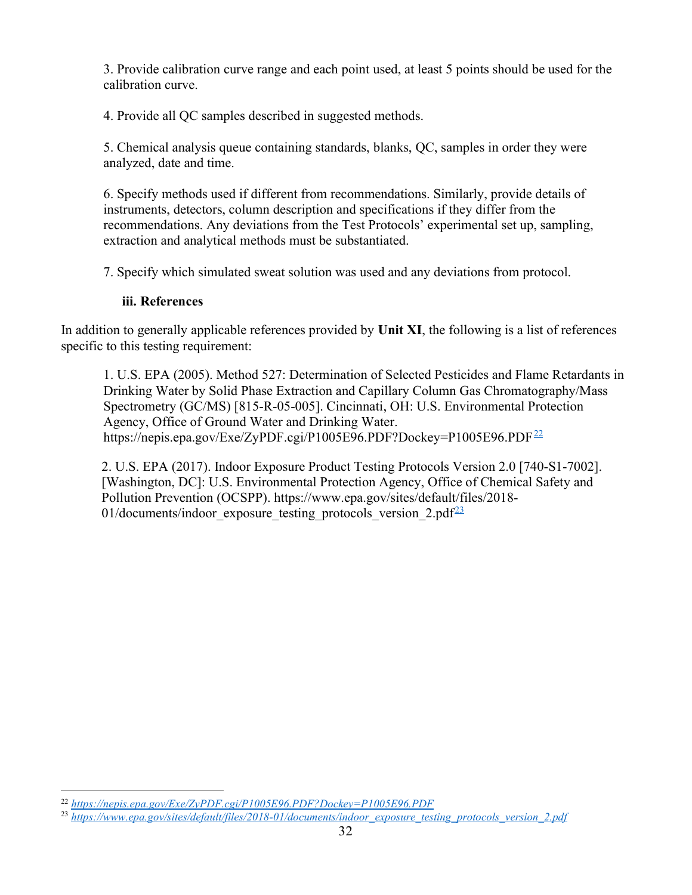3. Provide calibration curve range and each point used, at least 5 points should be used for the calibration curve.

4. Provide all QC samples described in suggested methods.

5. Chemical analysis queue containing standards, blanks, QC, samples in order they were analyzed, date and time.

6. Specify methods used if different from recommendations. Similarly, provide details of instruments, detectors, column description and specifications if they differ from the recommendations. Any deviations from the Test Protocols' experimental set up, sampling, extraction and analytical methods must be substantiated.

7. Specify which simulated sweat solution was used and any deviations from protocol.

### iii. References

In addition to generally applicable references provided by **Unit XI**, the following is a list of references specific to this testing requirement:

1. U.S. EPA (2005). Method 527: Determination of Selected Pesticides and Flame Retardants in Drinking Water by Solid Phase Extraction and Capillary Column Gas Chromatography/Mass Spectrometry (GC/MS) [815-R-05-005]. Cincinnati, OH: U.S. Environmental Protection Agency, Office of Ground Water and Drinking Water. https://nepis.epa.gov/Exe/ZyPDF.cgi/P1005E96.PDF?Dockey=P1005E96.PDF[22]

2. U.S. EPA (2017). Indoor Exposure Product Testing Protocols Version 2.0 [740-S1-7002]. [Washington, DC]: U.S. Environmental Protection Agency, Office of Chemical Safety and Pollution Prevention (OCSPP). https://www.epa.gov/sites/default/files/2018-01/documents/indoor_exposure_testing_protocols_version_2.pdf[23]

---

[22] https://nepis.epa.gov/Exe/ZyPDF.cgi/P1005E96.PDF?Dockey=P1005E96.PDF

[23] https://www.epa.gov/sites/default/files/2018-01/documents/indoor_exposure_testing_protocols_version_2.pdf